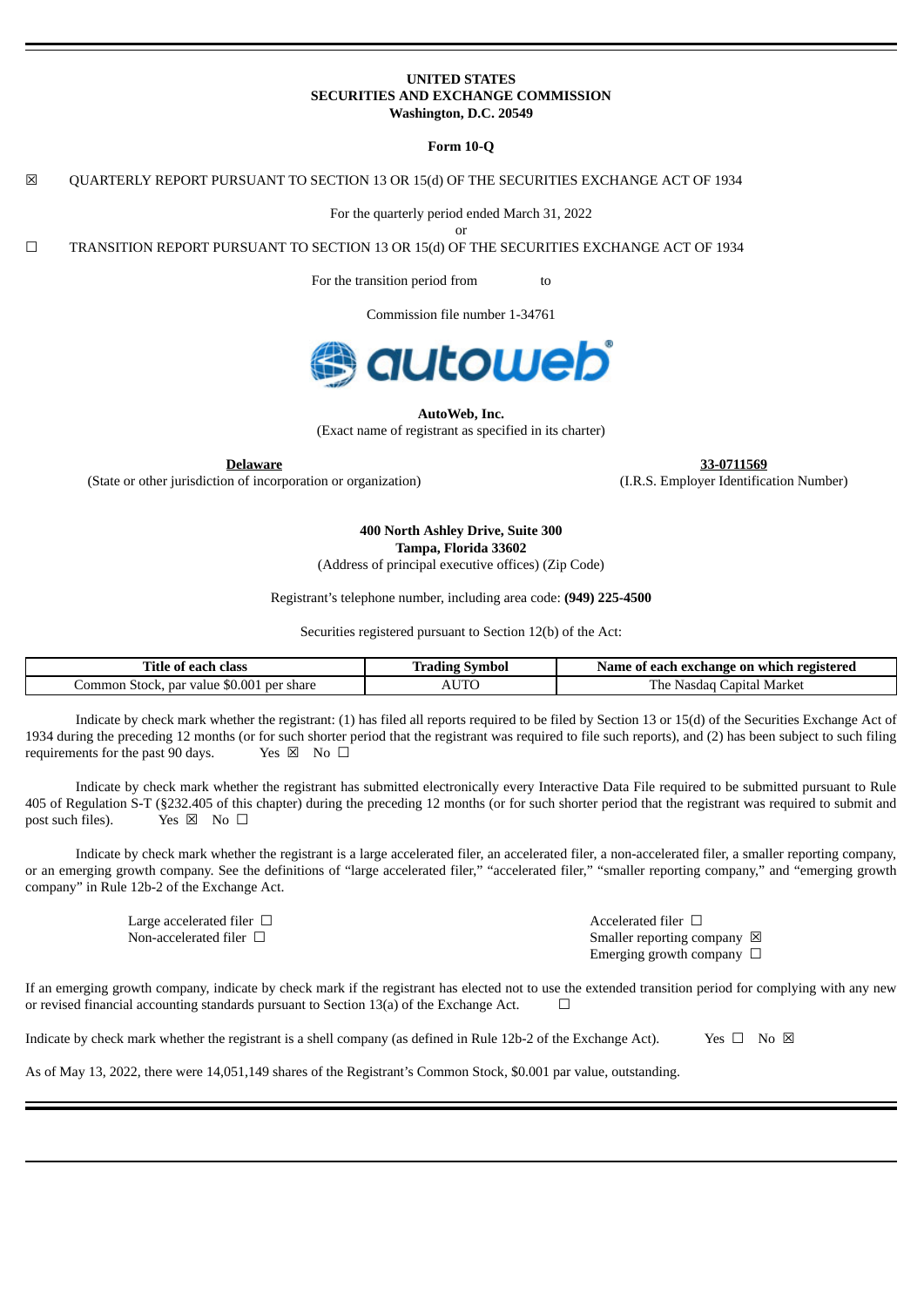**UNITED STATES**
**SECURITIES AND EXCHANGE COMMISSION**
**Washington, D.C. 20549**

**Form 10-Q**

☒ QUARTERLY REPORT PURSUANT TO SECTION 13 OR 15(d) OF THE SECURITIES EXCHANGE ACT OF 1934

For the quarterly period ended March 31, 2022

or

☐ TRANSITION REPORT PURSUANT TO SECTION 13 OR 15(d) OF THE SECURITIES EXCHANGE ACT OF 1934

For the transition period from to

Commission file number 1-34761

**AutoWeb, Inc.**
(Exact name of registrant as specified in its charter)

| **Delaware** | **33-0711569** |
|---|---|
| (State or other jurisdiction of incorporation or organization) | (I.R.S. Employer Identification Number) |

**400 North Ashley Drive, Suite 300**
**Tampa, Florida 33602**
(Address of principal executive offices) (Zip Code)

Registrant's telephone number, including area code: **(949) 225-4500**

Securities registered pursuant to Section 12(b) of the Act:

| Title of each class | Trading Symbol | Name of each exchange on which registered |
|---|---|---|
| Common Stock, par value $0.001 per share | AUTO | The Nasdaq Capital Market |

Indicate by check mark whether the registrant: (1) has filed all reports required to be filed by Section 13 or 15(d) of the Securities Exchange Act of 1934 during the preceding 12 months (or for such shorter period that the registrant was required to file such reports), and (2) has been subject to such filing requirements for the past 90 days. Yes ☒ No ☐

Indicate by check mark whether the registrant has submitted electronically every Interactive Data File required to be submitted pursuant to Rule 405 of Regulation S-T (§232.405 of this chapter) during the preceding 12 months (or for such shorter period that the registrant was required to submit and post such files). Yes ☒ No ☐

Indicate by check mark whether the registrant is a large accelerated filer, an accelerated filer, a non-accelerated filer, a smaller reporting company, or an emerging growth company. See the definitions of "large accelerated filer," "accelerated filer," "smaller reporting company," and "emerging growth company" in Rule 12b-2 of the Exchange Act.

| | |
|---|---|
| Large accelerated filer ☐ | Accelerated filer ☐ |
| Non-accelerated filer ☐ | Smaller reporting company ☒ |
| | Emerging growth company ☐ |

If an emerging growth company, indicate by check mark if the registrant has elected not to use the extended transition period for complying with any new or revised financial accounting standards pursuant to Section 13(a) of the Exchange Act. ☐

Indicate by check mark whether the registrant is a shell company (as defined in Rule 12b-2 of the Exchange Act). Yes ☐ No ☒

As of May 13, 2022, there were 14,051,149 shares of the Registrant's Common Stock, $0.001 par value, outstanding.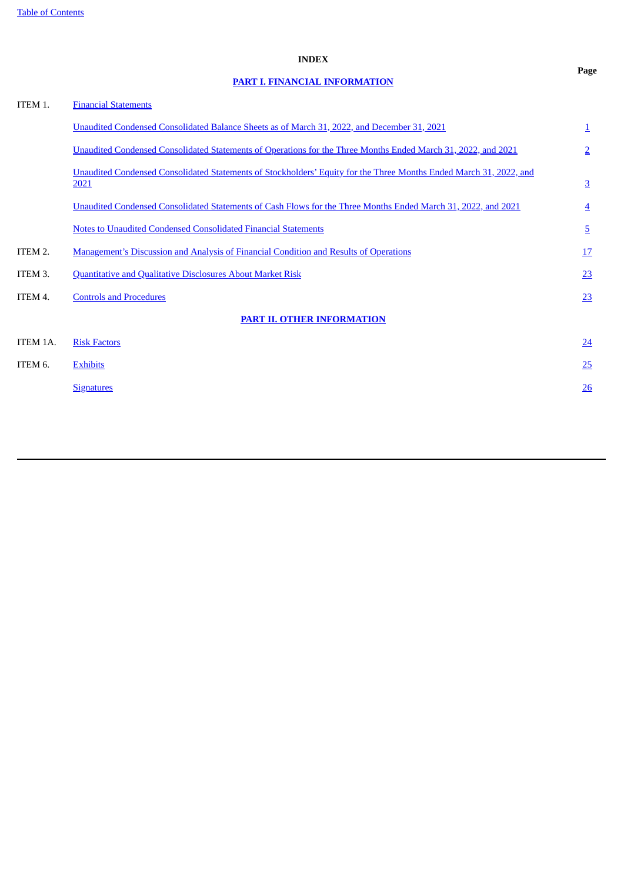# INDEX

| | | Page |
|---|---|---|
| | **PART I. FINANCIAL INFORMATION** | |
| ITEM 1. | Financial Statements | |
| | Unaudited Condensed Consolidated Balance Sheets as of March 31, 2022, and December 31, 2021 | 1 |
| | Unaudited Condensed Consolidated Statements of Operations for the Three Months Ended March 31, 2022, and 2021 | 2 |
| | Unaudited Condensed Consolidated Statements of Stockholders' Equity for the Three Months Ended March 31, 2022, and 2021 | 3 |
| | Unaudited Condensed Consolidated Statements of Cash Flows for the Three Months Ended March 31, 2022, and 2021 | 4 |
| | Notes to Unaudited Condensed Consolidated Financial Statements | 5 |
| ITEM 2. | Management's Discussion and Analysis of Financial Condition and Results of Operations | 17 |
| ITEM 3. | Quantitative and Qualitative Disclosures About Market Risk | 23 |
| ITEM 4. | Controls and Procedures | 23 |
| | **PART II. OTHER INFORMATION** | |
| ITEM 1A. | Risk Factors | 24 |
| ITEM 6. | Exhibits | 25 |
| | Signatures | 26 |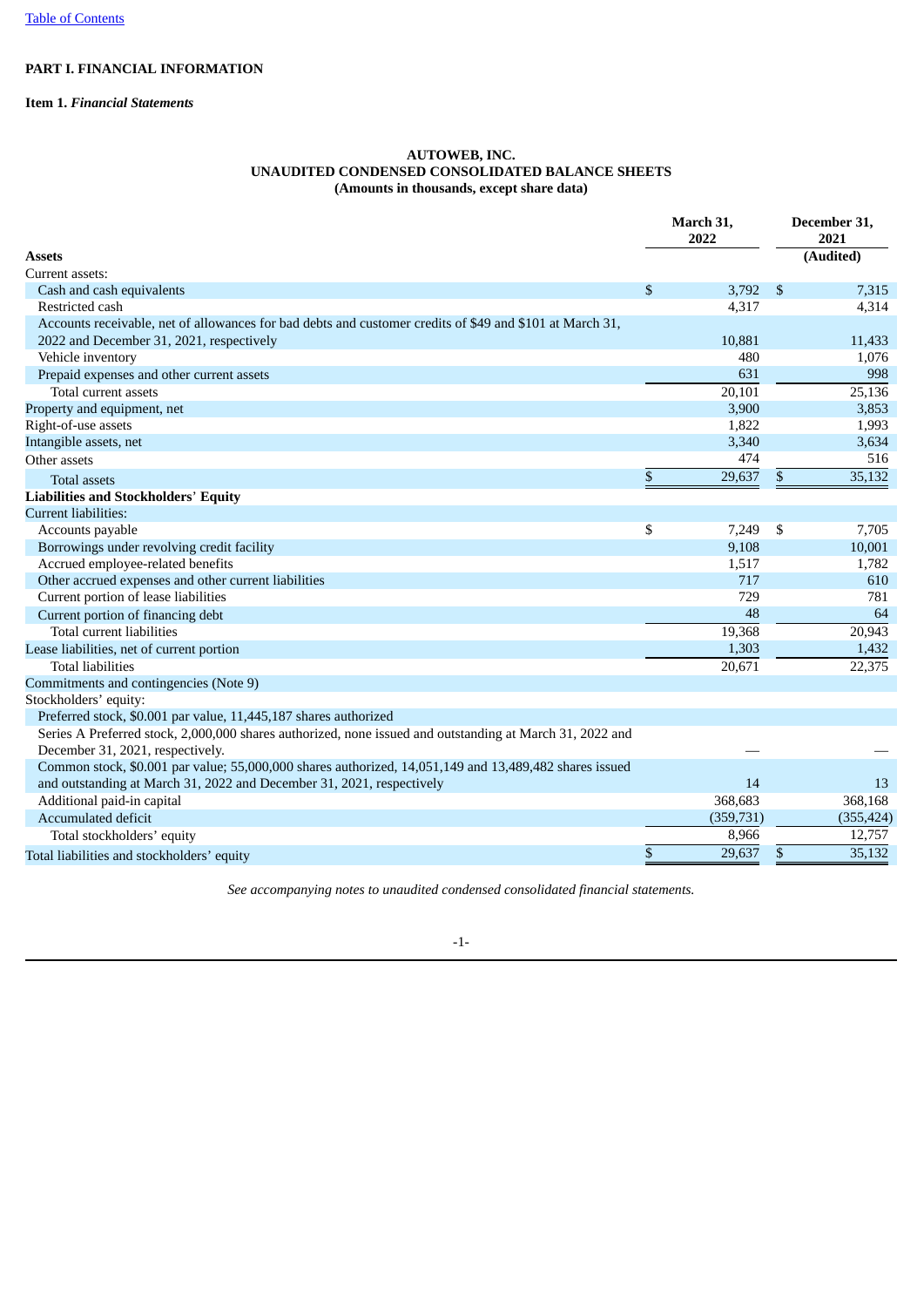[Table of Contents](#)

# PART I. FINANCIAL INFORMATION

## Item 1. *Financial Statements*

### AUTOWEB, INC.
### UNAUDITED CONDENSED CONSOLIDATED BALANCE SHEETS
### (Amounts in thousands, except share data)

| | March 31, 2022 | December 31, 2021 (Audited) |
|---|---|---|
| **Assets** | | |
| Current assets: | | |
| Cash and cash equivalents | $ 3,792 | $ 7,315 |
| Restricted cash | 4,317 | 4,314 |
| Accounts receivable, net of allowances for bad debts and customer credits of $49 and $101 at March 31, 2022 and December 31, 2021, respectively | 10,881 | 11,433 |
| Vehicle inventory | 480 | 1,076 |
| Prepaid expenses and other current assets | 631 | 998 |
| Total current assets | 20,101 | 25,136 |
| Property and equipment, net | 3,900 | 3,853 |
| Right-of-use assets | 1,822 | 1,993 |
| Intangible assets, net | 3,340 | 3,634 |
| Other assets | 474 | 516 |
| Total assets | $ 29,637 | $ 35,132 |
| **Liabilities and Stockholders' Equity** | | |
| Current liabilities: | | |
| Accounts payable | $ 7,249 | $ 7,705 |
| Borrowings under revolving credit facility | 9,108 | 10,001 |
| Accrued employee-related benefits | 1,517 | 1,782 |
| Other accrued expenses and other current liabilities | 717 | 610 |
| Current portion of lease liabilities | 729 | 781 |
| Current portion of financing debt | 48 | 64 |
| Total current liabilities | 19,368 | 20,943 |
| Lease liabilities, net of current portion | 1,303 | 1,432 |
| Total liabilities | 20,671 | 22,375 |
| Commitments and contingencies (Note 9) | | |
| Stockholders' equity: | | |
| Preferred stock, $0.001 par value, 11,445,187 shares authorized | | |
| Series A Preferred stock, 2,000,000 shares authorized, none issued and outstanding at March 31, 2022 and December 31, 2021, respectively. | — | — |
| Common stock, $0.001 par value; 55,000,000 shares authorized, 14,051,149 and 13,489,482 shares issued and outstanding at March 31, 2022 and December 31, 2021, respectively | 14 | 13 |
| Additional paid-in capital | 368,683 | 368,168 |
| Accumulated deficit | (359,731) | (355,424) |
| Total stockholders' equity | 8,966 | 12,757 |
| Total liabilities and stockholders' equity | $ 29,637 | $ 35,132 |

*See accompanying notes to unaudited condensed consolidated financial statements.*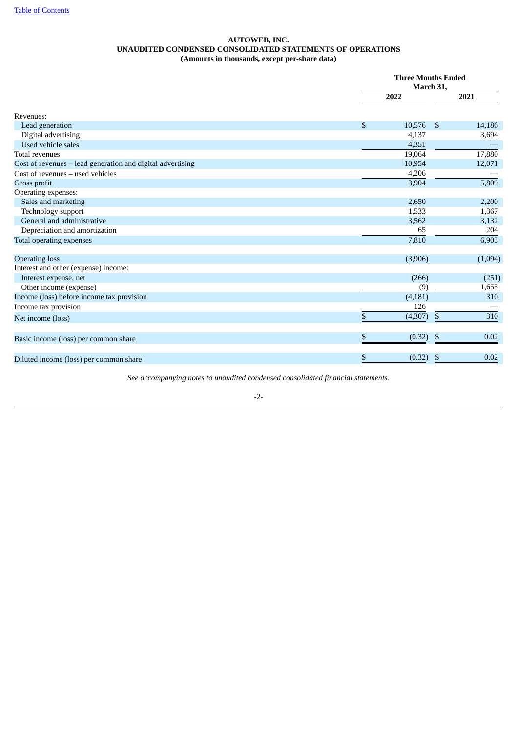# AUTOWEB, INC.
## UNAUDITED CONDENSED CONSOLIDATED STATEMENTS OF OPERATIONS
### (Amounts in thousands, except per-share data)

| | Three Months Ended March 31, | |
|---|---|---|
| | 2022 | 2021 |
| Revenues: | | |
| Lead generation | $ 10,576 | $ 14,186 |
| Digital advertising | 4,137 | 3,694 |
| Used vehicle sales | 4,351 | — |
| Total revenues | 19,064 | 17,880 |
| Cost of revenues – lead generation and digital advertising | 10,954 | 12,071 |
| Cost of revenues – used vehicles | 4,206 | — |
| Gross profit | 3,904 | 5,809 |
| Operating expenses: | | |
| Sales and marketing | 2,650 | 2,200 |
| Technology support | 1,533 | 1,367 |
| General and administrative | 3,562 | 3,132 |
| Depreciation and amortization | 65 | 204 |
| Total operating expenses | 7,810 | 6,903 |
| Operating loss | (3,906) | (1,094) |
| Interest and other (expense) income: | | |
| Interest expense, net | (266) | (251) |
| Other income (expense) | (9) | 1,655 |
| Income (loss) before income tax provision | (4,181) | 310 |
| Income tax provision | 126 | — |
| Net income (loss) | $ (4,307) | $ 310 |
| Basic income (loss) per common share | $ (0.32) | $ 0.02 |
| Diluted income (loss) per common share | $ (0.32) | $ 0.02 |

*See accompanying notes to unaudited condensed consolidated financial statements.*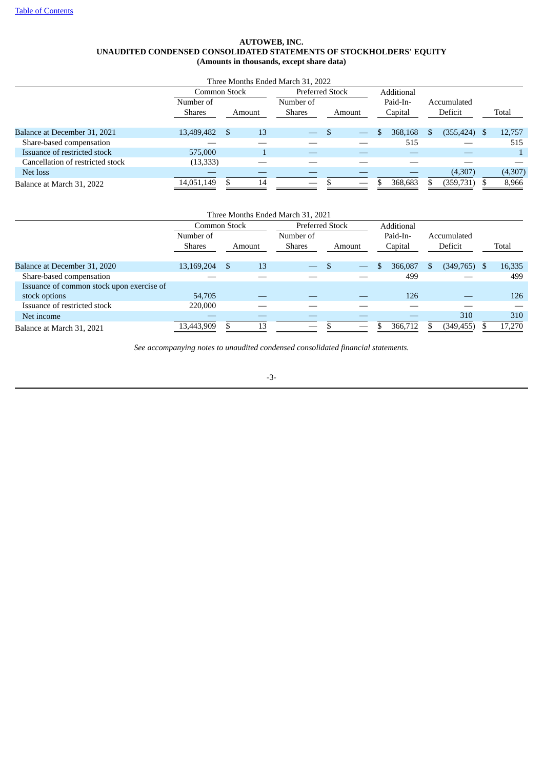**AUTOWEB, INC.**
**UNAUDITED CONDENSED CONSOLIDATED STATEMENTS OF STOCKHOLDERS' EQUITY**
**(Amounts in thousands, except share data)**

Three Months Ended March 31, 2022

| | Common Stock | | Preferred Stock | | Additional Paid-In Capital | Accumulated Deficit | Total |
|---|---|---|---|---|---|---|---|
| | Number of Shares | Amount | Number of Shares | Amount | | | |
| Balance at December 31, 2021 | 13,489,482 | $ 13 | — | $ — | $ 368,168 | $ (355,424) | $ 12,757 |
| Share-based compensation | — | — | — | — | 515 | — | 515 |
| Issuance of restricted stock | 575,000 | 1 | — | — | — | — | 1 |
| Cancellation of restricted stock | (13,333) | — | — | — | — | — | — |
| Net loss | — | — | — | — | — | (4,307) | (4,307) |
| Balance at March 31, 2022 | 14,051,149 | $ 14 | — | $ — | $ 368,683 | $ (359,731) | $ 8,966 |

Three Months Ended March 31, 2021

| | Common Stock | | Preferred Stock | | Additional Paid-In Capital | Accumulated Deficit | Total |
|---|---|---|---|---|---|---|---|
| | Number of Shares | Amount | Number of Shares | Amount | | | |
| Balance at December 31, 2020 | 13,169,204 | $ 13 | — | $ — | $ 366,087 | $ (349,765) | $ 16,335 |
| Share-based compensation | — | — | — | — | 499 | — | 499 |
| Issuance of common stock upon exercise of stock options | 54,705 | — | — | — | 126 | — | 126 |
| Issuance of restricted stock | 220,000 | — | — | — | — | — | — |
| Net income | — | — | — | — | — | 310 | 310 |
| Balance at March 31, 2021 | 13,443,909 | $ 13 | — | $ — | $ 366,712 | $ (349,455) | $ 17,270 |

*See accompanying notes to unaudited condensed consolidated financial statements.*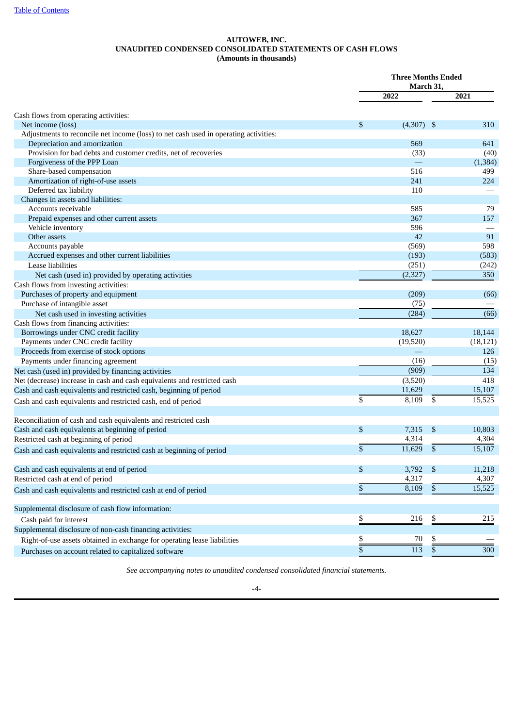# AUTOWEB, INC.
## UNAUDITED CONDENSED CONSOLIDATED STATEMENTS OF CASH FLOWS
### (Amounts in thousands)

| | Three Months Ended March 31, | |
|---|---|---|
| | 2022 | 2021 |
| Cash flows from operating activities: | | |
| Net income (loss) | $ (4,307) | $ 310 |
| Adjustments to reconcile net income (loss) to net cash used in operating activities: | | |
| Depreciation and amortization | 569 | 641 |
| Provision for bad debts and customer credits, net of recoveries | (33) | (40) |
| Forgiveness of the PPP Loan | — | (1,384) |
| Share-based compensation | 516 | 499 |
| Amortization of right-of-use assets | 241 | 224 |
| Deferred tax liability | 110 | — |
| Changes in assets and liabilities: | | |
| Accounts receivable | 585 | 79 |
| Prepaid expenses and other current assets | 367 | 157 |
| Vehicle inventory | 596 | — |
| Other assets | 42 | 91 |
| Accounts payable | (569) | 598 |
| Accrued expenses and other current liabilities | (193) | (583) |
| Lease liabilities | (251) | (242) |
| Net cash (used in) provided by operating activities | (2,327) | 350 |
| Cash flows from investing activities: | | |
| Purchases of property and equipment | (209) | (66) |
| Purchase of intangible asset | (75) | — |
| Net cash used in investing activities | (284) | (66) |
| Cash flows from financing activities: | | |
| Borrowings under CNC credit facility | 18,627 | 18,144 |
| Payments under CNC credit facility | (19,520) | (18,121) |
| Proceeds from exercise of stock options | — | 126 |
| Payments under financing agreement | (16) | (15) |
| Net cash (used in) provided by financing activities | (909) | 134 |
| Net (decrease) increase in cash and cash equivalents and restricted cash | (3,520) | 418 |
| Cash and cash equivalents and restricted cash, beginning of period | 11,629 | 15,107 |
| Cash and cash equivalents and restricted cash, end of period | $ 8,109 | $ 15,525 |
| | | |
| Reconciliation of cash and cash equivalents and restricted cash | | |
| Cash and cash equivalents at beginning of period | $ 7,315 | $ 10,803 |
| Restricted cash at beginning of period | 4,314 | 4,304 |
| Cash and cash equivalents and restricted cash at beginning of period | $ 11,629 | $ 15,107 |
| | | |
| Cash and cash equivalents at end of period | $ 3,792 | $ 11,218 |
| Restricted cash at end of period | 4,317 | 4,307 |
| Cash and cash equivalents and restricted cash at end of period | $ 8,109 | $ 15,525 |
| | | |
| Supplemental disclosure of cash flow information: | | |
| Cash paid for interest | $ 216 | $ 215 |
| Supplemental disclosure of non-cash financing activities: | | |
| Right-of-use assets obtained in exchange for operating lease liabilities | $ 70 | $ — |
| Purchases on account related to capitalized software | $ 113 | $ 300 |

*See accompanying notes to unaudited condensed consolidated financial statements.*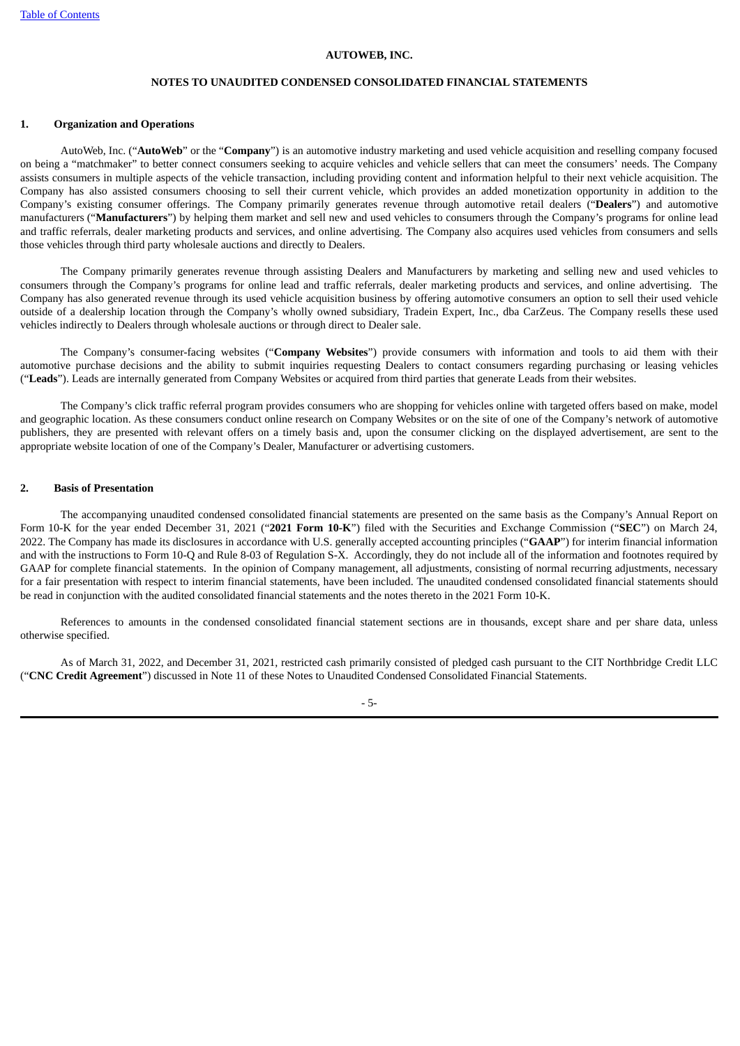**AUTOWEB, INC.**

**NOTES TO UNAUDITED CONDENSED CONSOLIDATED FINANCIAL STATEMENTS**

## 1. Organization and Operations

AutoWeb, Inc. ("**AutoWeb**" or the "**Company**") is an automotive industry marketing and used vehicle acquisition and reselling company focused on being a "matchmaker" to better connect consumers seeking to acquire vehicles and vehicle sellers that can meet the consumers' needs. The Company assists consumers in multiple aspects of the vehicle transaction, including providing content and information helpful to their next vehicle acquisition. The Company has also assisted consumers choosing to sell their current vehicle, which provides an added monetization opportunity in addition to the Company's existing consumer offerings. The Company primarily generates revenue through automotive retail dealers ("**Dealers**") and automotive manufacturers ("**Manufacturers**") by helping them market and sell new and used vehicles to consumers through the Company's programs for online lead and traffic referrals, dealer marketing products and services, and online advertising. The Company also acquires used vehicles from consumers and sells those vehicles through third party wholesale auctions and directly to Dealers.

The Company primarily generates revenue through assisting Dealers and Manufacturers by marketing and selling new and used vehicles to consumers through the Company's programs for online lead and traffic referrals, dealer marketing products and services, and online advertising. The Company has also generated revenue through its used vehicle acquisition business by offering automotive consumers an option to sell their used vehicle outside of a dealership location through the Company's wholly owned subsidiary, Tradein Expert, Inc., dba CarZeus. The Company resells these used vehicles indirectly to Dealers through wholesale auctions or through direct to Dealer sale.

The Company's consumer-facing websites ("**Company Websites**") provide consumers with information and tools to aid them with their automotive purchase decisions and the ability to submit inquiries requesting Dealers to contact consumers regarding purchasing or leasing vehicles ("**Leads**"). Leads are internally generated from Company Websites or acquired from third parties that generate Leads from their websites.

The Company's click traffic referral program provides consumers who are shopping for vehicles online with targeted offers based on make, model and geographic location. As these consumers conduct online research on Company Websites or on the site of one of the Company's network of automotive publishers, they are presented with relevant offers on a timely basis and, upon the consumer clicking on the displayed advertisement, are sent to the appropriate website location of one of the Company's Dealer, Manufacturer or advertising customers.

## 2. Basis of Presentation

The accompanying unaudited condensed consolidated financial statements are presented on the same basis as the Company's Annual Report on Form 10-K for the year ended December 31, 2021 ("**2021 Form 10-K**") filed with the Securities and Exchange Commission ("**SEC**") on March 24, 2022. The Company has made its disclosures in accordance with U.S. generally accepted accounting principles ("**GAAP**") for interim financial information and with the instructions to Form 10-Q and Rule 8-03 of Regulation S-X. Accordingly, they do not include all of the information and footnotes required by GAAP for complete financial statements. In the opinion of Company management, all adjustments, consisting of normal recurring adjustments, necessary for a fair presentation with respect to interim financial statements, have been included. The unaudited condensed consolidated financial statements should be read in conjunction with the audited consolidated financial statements and the notes thereto in the 2021 Form 10-K.

References to amounts in the condensed consolidated financial statement sections are in thousands, except share and per share data, unless otherwise specified.

As of March 31, 2022, and December 31, 2021, restricted cash primarily consisted of pledged cash pursuant to the CIT Northbridge Credit LLC ("**CNC Credit Agreement**") discussed in Note 11 of these Notes to Unaudited Condensed Consolidated Financial Statements.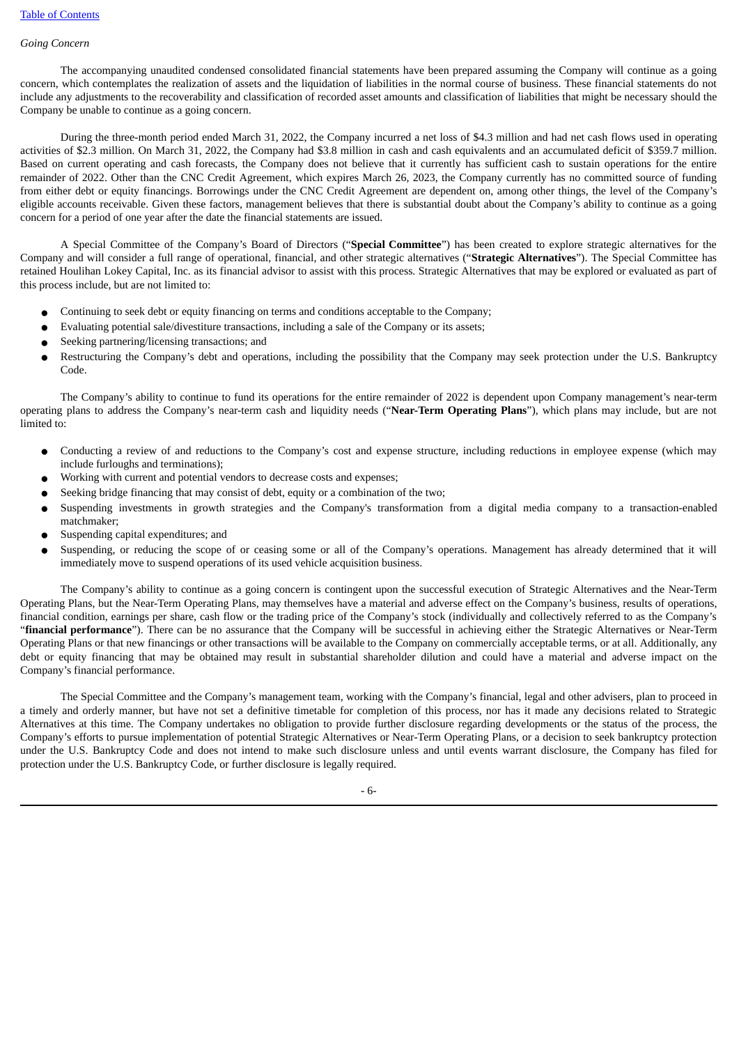*Going Concern*

The accompanying unaudited condensed consolidated financial statements have been prepared assuming the Company will continue as a going concern, which contemplates the realization of assets and the liquidation of liabilities in the normal course of business. These financial statements do not include any adjustments to the recoverability and classification of recorded asset amounts and classification of liabilities that might be necessary should the Company be unable to continue as a going concern.

During the three-month period ended March 31, 2022, the Company incurred a net loss of $4.3 million and had net cash flows used in operating activities of $2.3 million. On March 31, 2022, the Company had $3.8 million in cash and cash equivalents and an accumulated deficit of $359.7 million. Based on current operating and cash forecasts, the Company does not believe that it currently has sufficient cash to sustain operations for the entire remainder of 2022. Other than the CNC Credit Agreement, which expires March 26, 2023, the Company currently has no committed source of funding from either debt or equity financings. Borrowings under the CNC Credit Agreement are dependent on, among other things, the level of the Company's eligible accounts receivable. Given these factors, management believes that there is substantial doubt about the Company's ability to continue as a going concern for a period of one year after the date the financial statements are issued.

A Special Committee of the Company's Board of Directors ("**Special Committee**") has been created to explore strategic alternatives for the Company and will consider a full range of operational, financial, and other strategic alternatives ("**Strategic Alternatives**"). The Special Committee has retained Houlihan Lokey Capital, Inc. as its financial advisor to assist with this process. Strategic Alternatives that may be explored or evaluated as part of this process include, but are not limited to:

- Continuing to seek debt or equity financing on terms and conditions acceptable to the Company;
- Evaluating potential sale/divestiture transactions, including a sale of the Company or its assets;
- Seeking partnering/licensing transactions; and
- Restructuring the Company's debt and operations, including the possibility that the Company may seek protection under the U.S. Bankruptcy Code.

The Company's ability to continue to fund its operations for the entire remainder of 2022 is dependent upon Company management's near-term operating plans to address the Company's near-term cash and liquidity needs ("**Near-Term Operating Plans**"), which plans may include, but are not limited to:

- Conducting a review of and reductions to the Company's cost and expense structure, including reductions in employee expense (which may include furloughs and terminations);
- Working with current and potential vendors to decrease costs and expenses;
- Seeking bridge financing that may consist of debt, equity or a combination of the two;
- Suspending investments in growth strategies and the Company's transformation from a digital media company to a transaction-enabled matchmaker;
- Suspending capital expenditures; and
- Suspending, or reducing the scope of or ceasing some or all of the Company's operations. Management has already determined that it will immediately move to suspend operations of its used vehicle acquisition business.

The Company's ability to continue as a going concern is contingent upon the successful execution of Strategic Alternatives and the Near-Term Operating Plans, but the Near-Term Operating Plans, may themselves have a material and adverse effect on the Company's business, results of operations, financial condition, earnings per share, cash flow or the trading price of the Company's stock (individually and collectively referred to as the Company's "**financial performance**"). There can be no assurance that the Company will be successful in achieving either the Strategic Alternatives or Near-Term Operating Plans or that new financings or other transactions will be available to the Company on commercially acceptable terms, or at all. Additionally, any debt or equity financing that may be obtained may result in substantial shareholder dilution and could have a material and adverse impact on the Company's financial performance.

The Special Committee and the Company's management team, working with the Company's financial, legal and other advisers, plan to proceed in a timely and orderly manner, but have not set a definitive timetable for completion of this process, nor has it made any decisions related to Strategic Alternatives at this time. The Company undertakes no obligation to provide further disclosure regarding developments or the status of the process, the Company's efforts to pursue implementation of potential Strategic Alternatives or Near-Term Operating Plans, or a decision to seek bankruptcy protection under the U.S. Bankruptcy Code and does not intend to make such disclosure unless and until events warrant disclosure, the Company has filed for protection under the U.S. Bankruptcy Code, or further disclosure is legally required.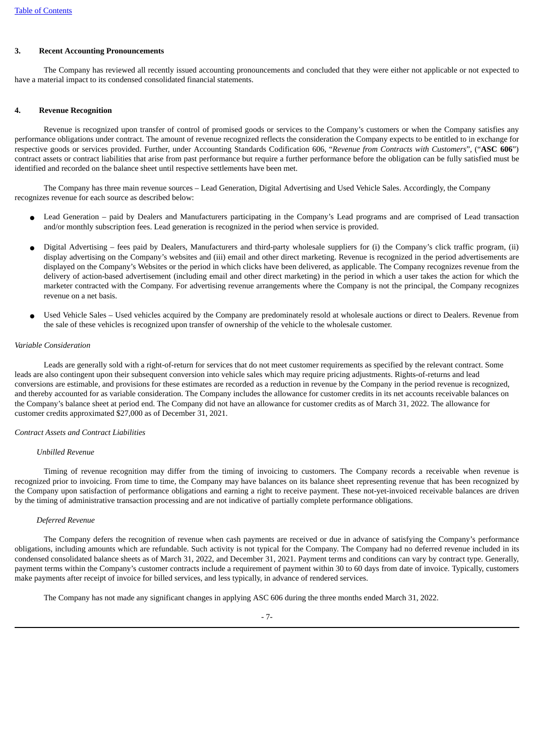## 3. Recent Accounting Pronouncements

The Company has reviewed all recently issued accounting pronouncements and concluded that they were either not applicable or not expected to have a material impact to its condensed consolidated financial statements.

## 4. Revenue Recognition

Revenue is recognized upon transfer of control of promised goods or services to the Company's customers or when the Company satisfies any performance obligations under contract. The amount of revenue recognized reflects the consideration the Company expects to be entitled to in exchange for respective goods or services provided. Further, under Accounting Standards Codification 606, "*Revenue from Contracts with Customers*", ("**ASC 606**") contract assets or contract liabilities that arise from past performance but require a further performance before the obligation can be fully satisfied must be identified and recorded on the balance sheet until respective settlements have been met.

The Company has three main revenue sources – Lead Generation, Digital Advertising and Used Vehicle Sales. Accordingly, the Company recognizes revenue for each source as described below:

- Lead Generation – paid by Dealers and Manufacturers participating in the Company's Lead programs and are comprised of Lead transaction and/or monthly subscription fees. Lead generation is recognized in the period when service is provided.
- Digital Advertising – fees paid by Dealers, Manufacturers and third-party wholesale suppliers for (i) the Company's click traffic program, (ii) display advertising on the Company's websites and (iii) email and other direct marketing. Revenue is recognized in the period advertisements are displayed on the Company's Websites or the period in which clicks have been delivered, as applicable. The Company recognizes revenue from the delivery of action-based advertisement (including email and other direct marketing) in the period in which a user takes the action for which the marketer contracted with the Company. For advertising revenue arrangements where the Company is not the principal, the Company recognizes revenue on a net basis.
- Used Vehicle Sales – Used vehicles acquired by the Company are predominately resold at wholesale auctions or direct to Dealers. Revenue from the sale of these vehicles is recognized upon transfer of ownership of the vehicle to the wholesale customer.

*Variable Consideration*

Leads are generally sold with a right-of-return for services that do not meet customer requirements as specified by the relevant contract. Some leads are also contingent upon their subsequent conversion into vehicle sales which may require pricing adjustments. Rights-of-returns and lead conversions are estimable, and provisions for these estimates are recorded as a reduction in revenue by the Company in the period revenue is recognized, and thereby accounted for as variable consideration. The Company includes the allowance for customer credits in its net accounts receivable balances on the Company's balance sheet at period end. The Company did not have an allowance for customer credits as of March 31, 2022. The allowance for customer credits approximated $27,000 as of December 31, 2021.

*Contract Assets and Contract Liabilities*

*Unbilled Revenue*

Timing of revenue recognition may differ from the timing of invoicing to customers. The Company records a receivable when revenue is recognized prior to invoicing. From time to time, the Company may have balances on its balance sheet representing revenue that has been recognized by the Company upon satisfaction of performance obligations and earning a right to receive payment. These not-yet-invoiced receivable balances are driven by the timing of administrative transaction processing and are not indicative of partially complete performance obligations.

*Deferred Revenue*

The Company defers the recognition of revenue when cash payments are received or due in advance of satisfying the Company's performance obligations, including amounts which are refundable. Such activity is not typical for the Company. The Company had no deferred revenue included in its condensed consolidated balance sheets as of March 31, 2022, and December 31, 2021. Payment terms and conditions can vary by contract type. Generally, payment terms within the Company's customer contracts include a requirement of payment within 30 to 60 days from date of invoice. Typically, customers make payments after receipt of invoice for billed services, and less typically, in advance of rendered services.

The Company has not made any significant changes in applying ASC 606 during the three months ended March 31, 2022.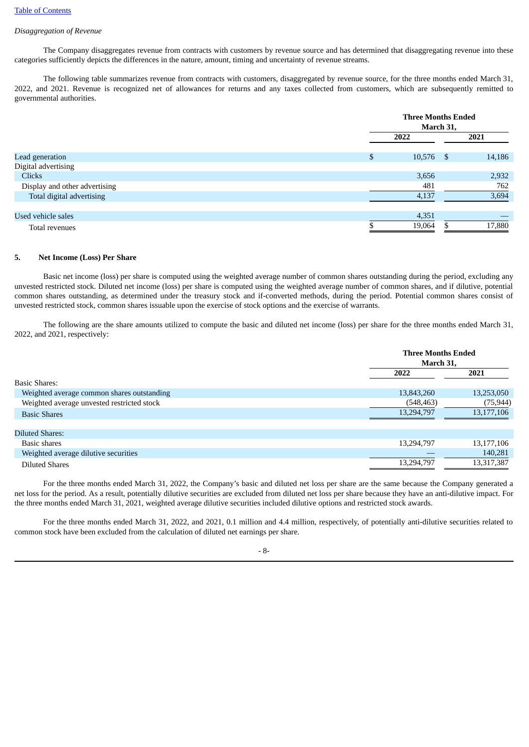*Disaggregation of Revenue*

The Company disaggregates revenue from contracts with customers by revenue source and has determined that disaggregating revenue into these categories sufficiently depicts the differences in the nature, amount, timing and uncertainty of revenue streams.

The following table summarizes revenue from contracts with customers, disaggregated by revenue source, for the three months ended March 31, 2022, and 2021. Revenue is recognized net of allowances for returns and any taxes collected from customers, which are subsequently remitted to governmental authorities.

| | Three Months Ended March 31, | |
|---|---|---|
| | 2022 | 2021 |
| Lead generation | $ 10,576 | $ 14,186 |
| Digital advertising | | |
| Clicks | 3,656 | 2,932 |
| Display and other advertising | 481 | 762 |
| Total digital advertising | 4,137 | 3,694 |
| Used vehicle sales | 4,351 | — |
| Total revenues | $ 19,064 | $ 17,880 |

## 5. Net Income (Loss) Per Share

Basic net income (loss) per share is computed using the weighted average number of common shares outstanding during the period, excluding any unvested restricted stock. Diluted net income (loss) per share is computed using the weighted average number of common shares, and if dilutive, potential common shares outstanding, as determined under the treasury stock and if-converted methods, during the period. Potential common shares consist of unvested restricted stock, common shares issuable upon the exercise of stock options and the exercise of warrants.

The following are the share amounts utilized to compute the basic and diluted net income (loss) per share for the three months ended March 31, 2022, and 2021, respectively:

| | Three Months Ended March 31, | |
|---|---|---|
| | 2022 | 2021 |
| Basic Shares: | | |
| Weighted average common shares outstanding | 13,843,260 | 13,253,050 |
| Weighted average unvested restricted stock | (548,463) | (75,944) |
| Basic Shares | 13,294,797 | 13,177,106 |
| Diluted Shares: | | |
| Basic shares | 13,294,797 | 13,177,106 |
| Weighted average dilutive securities | — | 140,281 |
| Diluted Shares | 13,294,797 | 13,317,387 |

For the three months ended March 31, 2022, the Company's basic and diluted net loss per share are the same because the Company generated a net loss for the period. As a result, potentially dilutive securities are excluded from diluted net loss per share because they have an anti-dilutive impact. For the three months ended March 31, 2021, weighted average dilutive securities included dilutive options and restricted stock awards.

For the three months ended March 31, 2022, and 2021, 0.1 million and 4.4 million, respectively, of potentially anti-dilutive securities related to common stock have been excluded from the calculation of diluted net earnings per share.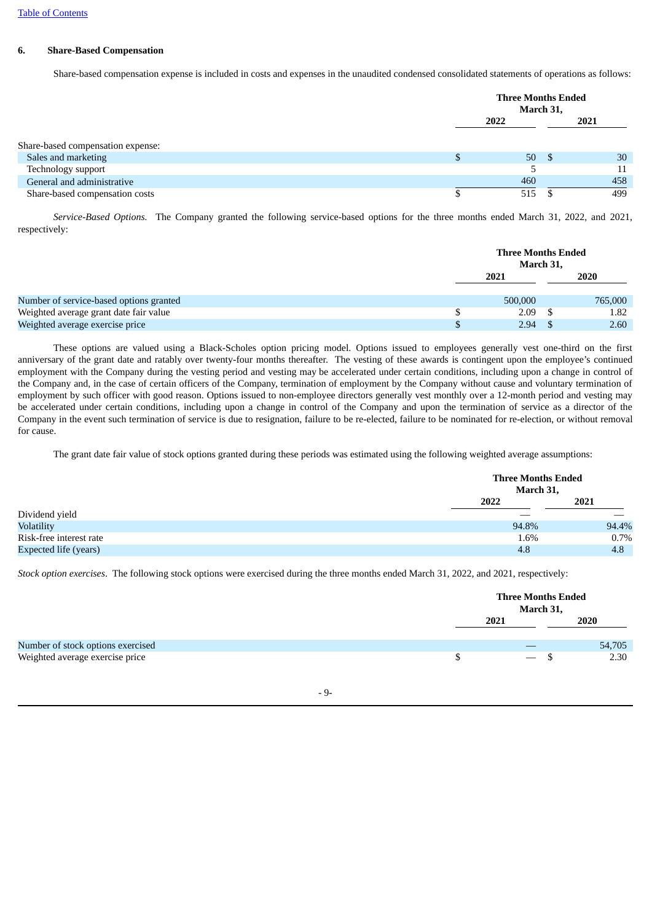### 6. Share-Based Compensation

Share-based compensation expense is included in costs and expenses in the unaudited condensed consolidated statements of operations as follows:

| | Three Months Ended March 31, | |
|---|---|---|
| | 2022 | 2021 |
| Share-based compensation expense: | | |
| Sales and marketing | $ 50 | $ 30 |
| Technology support | 5 | 11 |
| General and administrative | 460 | 458 |
| Share-based compensation costs | $ 515 | $ 499 |

*Service-Based Options.* The Company granted the following service-based options for the three months ended March 31, 2022, and 2021, respectively:

| | Three Months Ended March 31, | |
|---|---|---|
| | 2021 | 2020 |
| Number of service-based options granted | 500,000 | 765,000 |
| Weighted average grant date fair value | $ 2.09 | $ 1.82 |
| Weighted average exercise price | $ 2.94 | $ 2.60 |

These options are valued using a Black-Scholes option pricing model. Options issued to employees generally vest one-third on the first anniversary of the grant date and ratably over twenty-four months thereafter. The vesting of these awards is contingent upon the employee's continued employment with the Company during the vesting period and vesting may be accelerated under certain conditions, including upon a change in control of the Company and, in the case of certain officers of the Company, termination of employment by the Company without cause and voluntary termination of employment by such officer with good reason. Options issued to non-employee directors generally vest monthly over a 12-month period and vesting may be accelerated under certain conditions, including upon a change in control of the Company and upon the termination of service as a director of the Company in the event such termination of service is due to resignation, failure to be re-elected, failure to be nominated for re-election, or without removal for cause.

The grant date fair value of stock options granted during these periods was estimated using the following weighted average assumptions:

| | Three Months Ended March 31, | |
|---|---|---|
| | 2022 | 2021 |
| Dividend yield | — | — |
| Volatility | 94.8% | 94.4% |
| Risk-free interest rate | 1.6% | 0.7% |
| Expected life (years) | 4.8 | 4.8 |

*Stock option exercises*. The following stock options were exercised during the three months ended March 31, 2022, and 2021, respectively:

| | Three Months Ended March 31, | |
|---|---|---|
| | 2021 | 2020 |
| Number of stock options exercised | — | 54,705 |
| Weighted average exercise price | $ — | $ 2.30 |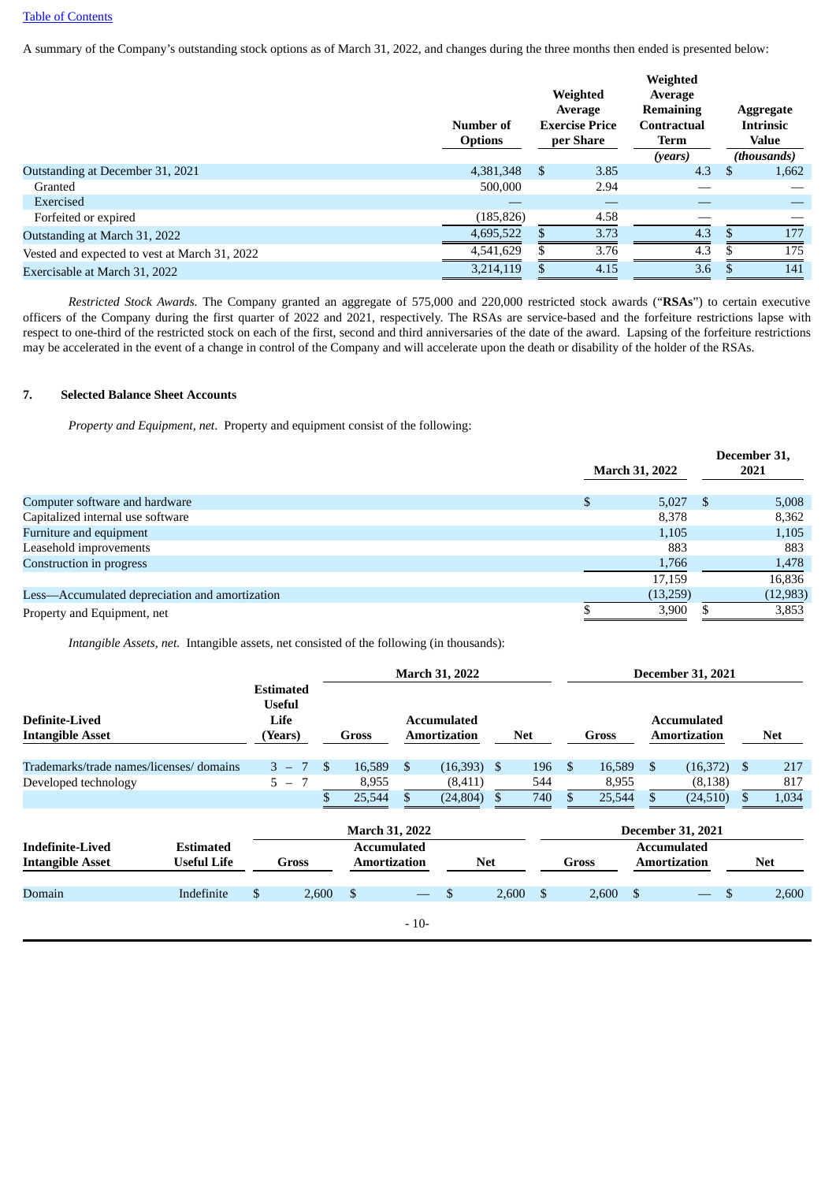A summary of the Company's outstanding stock options as of March 31, 2022, and changes during the three months then ended is presented below:

| | Number of Options | Weighted Average Exercise Price per Share | Weighted Average Remaining Contractual Term *(years)* | Aggregate Intrinsic Value *(thousands)* |
|---|---|---|---|---|
| Outstanding at December 31, 2021 | 4,381,348 | $ 3.85 | 4.3 | $ 1,662 |
| Granted | 500,000 | 2.94 | — | — |
| Exercised | — | — | — | — |
| Forfeited or expired | (185,826) | 4.58 | — | — |
| Outstanding at March 31, 2022 | 4,695,522 | $ 3.73 | 4.3 | $ 177 |
| Vested and expected to vest at March 31, 2022 | 4,541,629 | $ 3.76 | 4.3 | $ 175 |
| Exercisable at March 31, 2022 | 3,214,119 | $ 4.15 | 3.6 | $ 141 |

*Restricted Stock Awards.* The Company granted an aggregate of 575,000 and 220,000 restricted stock awards ("**RSAs**") to certain executive officers of the Company during the first quarter of 2022 and 2021, respectively. The RSAs are service-based and the forfeiture restrictions lapse with respect to one-third of the restricted stock on each of the first, second and third anniversaries of the date of the award. Lapsing of the forfeiture restrictions may be accelerated in the event of a change in control of the Company and will accelerate upon the death or disability of the holder of the RSAs.

## 7. Selected Balance Sheet Accounts

*Property and Equipment, net*. Property and equipment consist of the following:

| | March 31, 2022 | December 31, 2021 |
|---|---|---|
| Computer software and hardware | $ 5,027 | $ 5,008 |
| Capitalized internal use software | 8,378 | 8,362 |
| Furniture and equipment | 1,105 | 1,105 |
| Leasehold improvements | 883 | 883 |
| Construction in progress | 1,766 | 1,478 |
| | 17,159 | 16,836 |
| Less—Accumulated depreciation and amortization | (13,259) | (12,983) |
| Property and Equipment, net | $ 3,900 | $ 3,853 |

*Intangible Assets, net.* Intangible assets, net consisted of the following (in thousands):

| | | March 31, 2022 | | | December 31, 2021 | | |
|---|---|---|---|---|---|---|---|
| Definite-Lived Intangible Asset | Estimated Useful Life (Years) | Gross | Accumulated Amortization | Net | Gross | Accumulated Amortization | Net |
| Trademarks/trade names/licenses/ domains | 3 – 7 | $ 16,589 | $ (16,393) | $ 196 | $ 16,589 | $ (16,372) | $ 217 |
| Developed technology | 5 – 7 | 8,955 | (8,411) | 544 | 8,955 | (8,138) | 817 |
| | | $ 25,544 | $ (24,804) | $ 740 | $ 25,544 | $ (24,510) | $ 1,034 |

| | | March 31, 2022 | | | December 31, 2021 | | |
|---|---|---|---|---|---|---|---|
| Indefinite-Lived Intangible Asset | Estimated Useful Life | Gross | Accumulated Amortization | Net | Gross | Accumulated Amortization | Net |
| Domain | Indefinite | $ 2,600 | $ — | $ 2,600 | $ 2,600 | $ — | $ 2,600 |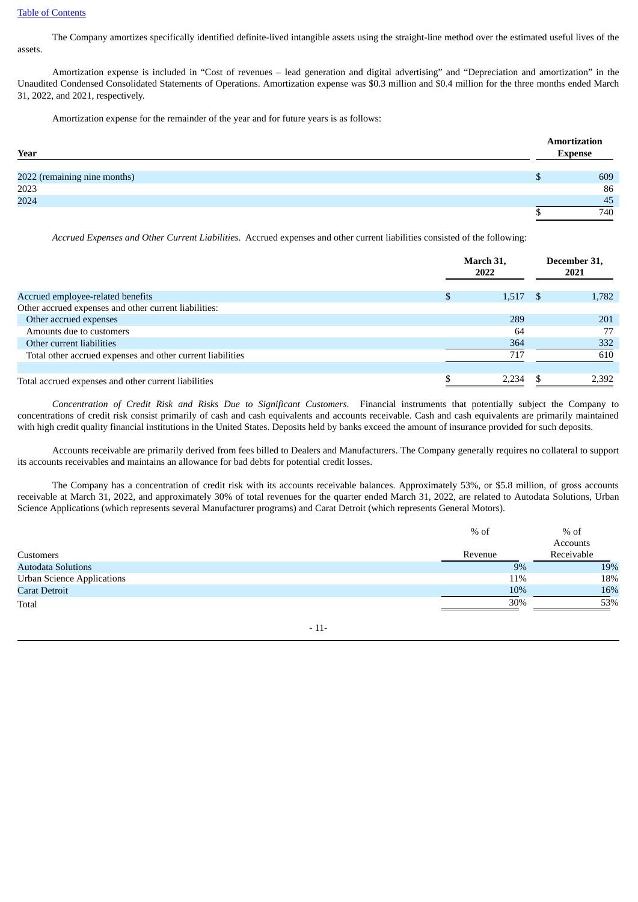The Company amortizes specifically identified definite-lived intangible assets using the straight-line method over the estimated useful lives of the assets.

Amortization expense is included in "Cost of revenues – lead generation and digital advertising" and "Depreciation and amortization" in the Unaudited Condensed Consolidated Statements of Operations. Amortization expense was $0.3 million and $0.4 million for the three months ended March 31, 2022, and 2021, respectively.

Amortization expense for the remainder of the year and for future years is as follows:

| Year | Amortization Expense |
| --- | --- |
| 2022 (remaining nine months) | $ 609 |
| 2023 | 86 |
| 2024 | 45 |
| | $ 740 |

*Accrued Expenses and Other Current Liabilities*. Accrued expenses and other current liabilities consisted of the following:

| | March 31, 2022 | December 31, 2021 |
| --- | --- | --- |
| Accrued employee-related benefits | $ 1,517 | $ 1,782 |
| Other accrued expenses and other current liabilities: | | |
| Other accrued expenses | 289 | 201 |
| Amounts due to customers | 64 | 77 |
| Other current liabilities | 364 | 332 |
| Total other accrued expenses and other current liabilities | 717 | 610 |
| | | |
| Total accrued expenses and other current liabilities | $ 2,234 | $ 2,392 |

*Concentration of Credit Risk and Risks Due to Significant Customers.* Financial instruments that potentially subject the Company to concentrations of credit risk consist primarily of cash and cash equivalents and accounts receivable. Cash and cash equivalents are primarily maintained with high credit quality financial institutions in the United States. Deposits held by banks exceed the amount of insurance provided for such deposits.

Accounts receivable are primarily derived from fees billed to Dealers and Manufacturers. The Company generally requires no collateral to support its accounts receivables and maintains an allowance for bad debts for potential credit losses.

The Company has a concentration of credit risk with its accounts receivable balances. Approximately 53%, or $5.8 million, of gross accounts receivable at March 31, 2022, and approximately 30% of total revenues for the quarter ended March 31, 2022, are related to Autodata Solutions, Urban Science Applications (which represents several Manufacturer programs) and Carat Detroit (which represents General Motors).

| Customers | % of Revenue | % of Accounts Receivable |
| --- | --- | --- |
| Autodata Solutions | 9% | 19% |
| Urban Science Applications | 11% | 18% |
| Carat Detroit | 10% | 16% |
| Total | 30% | 53% |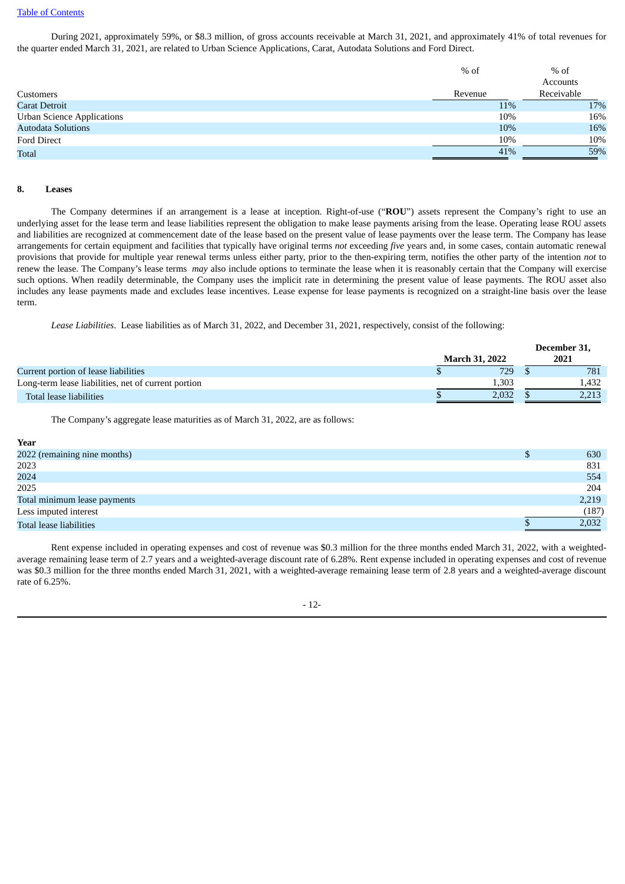During 2021, approximately 59%, or $8.3 million, of gross accounts receivable at March 31, 2021, and approximately 41% of total revenues for the quarter ended March 31, 2021, are related to Urban Science Applications, Carat, Autodata Solutions and Ford Direct.

| Customers | % of Revenue | % of Accounts Receivable |
|---|---|---|
| Carat Detroit | 11% | 17% |
| Urban Science Applications | 10% | 16% |
| Autodata Solutions | 10% | 16% |
| Ford Direct | 10% | 10% |
| Total | 41% | 59% |

**8. Leases**

The Company determines if an arrangement is a lease at inception. Right-of-use ("**ROU**") assets represent the Company's right to use an underlying asset for the lease term and lease liabilities represent the obligation to make lease payments arising from the lease. Operating lease ROU assets and liabilities are recognized at commencement date of the lease based on the present value of lease payments over the lease term. The Company has lease arrangements for certain equipment and facilities that typically have original terms *not* exceeding *five* years and, in some cases, contain automatic renewal provisions that provide for multiple year renewal terms unless either party, prior to the then-expiring term, notifies the other party of the intention *not* to renew the lease. The Company's lease terms *may* also include options to terminate the lease when it is reasonably certain that the Company will exercise such options. When readily determinable, the Company uses the implicit rate in determining the present value of lease payments. The ROU asset also includes any lease payments made and excludes lease incentives. Lease expense for lease payments is recognized on a straight-line basis over the lease term.

*Lease Liabilities.* Lease liabilities as of March 31, 2022, and December 31, 2021, respectively, consist of the following:

| | March 31, 2022 | December 31, 2021 |
|---|---|---|
| Current portion of lease liabilities | $ 729 | $ 781 |
| Long-term lease liabilities, net of current portion | 1,303 | 1,432 |
| Total lease liabilities | $ 2,032 | $ 2,213 |

The Company's aggregate lease maturities as of March 31, 2022, are as follows:

| Year | |
|---|---|
| 2022 (remaining nine months) | $ 630 |
| 2023 | 831 |
| 2024 | 554 |
| 2025 | 204 |
| Total minimum lease payments | 2,219 |
| Less imputed interest | (187) |
| Total lease liabilities | $ 2,032 |

Rent expense included in operating expenses and cost of revenue was $0.3 million for the three months ended March 31, 2022, with a weighted-average remaining lease term of 2.7 years and a weighted-average discount rate of 6.28%. Rent expense included in operating expenses and cost of revenue was $0.3 million for the three months ended March 31, 2021, with a weighted-average remaining lease term of 2.8 years and a weighted-average discount rate of 6.25%.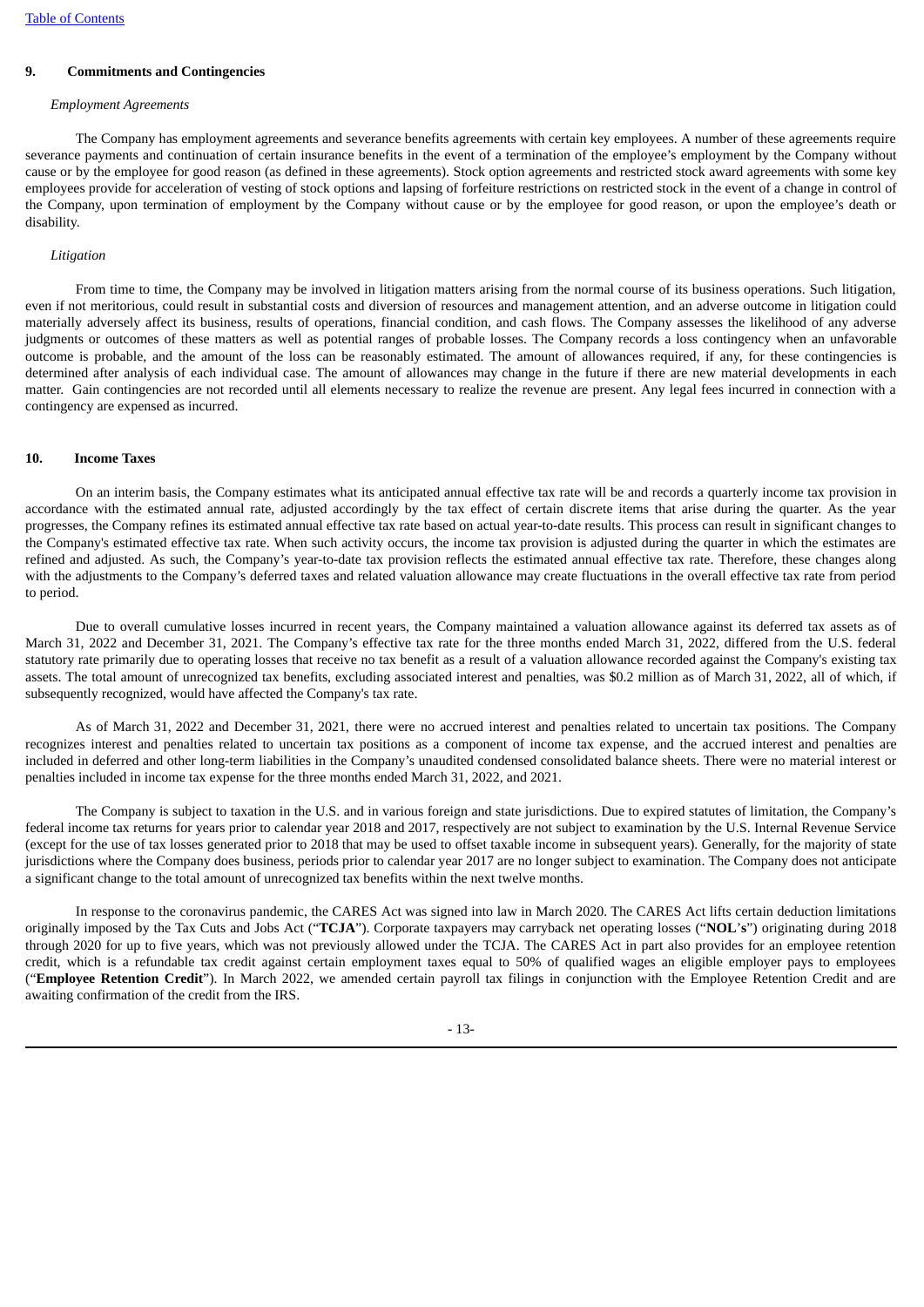## 9. Commitments and Contingencies

*Employment Agreements*

The Company has employment agreements and severance benefits agreements with certain key employees. A number of these agreements require severance payments and continuation of certain insurance benefits in the event of a termination of the employee's employment by the Company without cause or by the employee for good reason (as defined in these agreements). Stock option agreements and restricted stock award agreements with some key employees provide for acceleration of vesting of stock options and lapsing of forfeiture restrictions on restricted stock in the event of a change in control of the Company, upon termination of employment by the Company without cause or by the employee for good reason, or upon the employee's death or disability.

*Litigation*

From time to time, the Company may be involved in litigation matters arising from the normal course of its business operations. Such litigation, even if not meritorious, could result in substantial costs and diversion of resources and management attention, and an adverse outcome in litigation could materially adversely affect its business, results of operations, financial condition, and cash flows. The Company assesses the likelihood of any adverse judgments or outcomes of these matters as well as potential ranges of probable losses. The Company records a loss contingency when an unfavorable outcome is probable, and the amount of the loss can be reasonably estimated. The amount of allowances required, if any, for these contingencies is determined after analysis of each individual case. The amount of allowances may change in the future if there are new material developments in each matter. Gain contingencies are not recorded until all elements necessary to realize the revenue are present. Any legal fees incurred in connection with a contingency are expensed as incurred.

## 10. Income Taxes

On an interim basis, the Company estimates what its anticipated annual effective tax rate will be and records a quarterly income tax provision in accordance with the estimated annual rate, adjusted accordingly by the tax effect of certain discrete items that arise during the quarter. As the year progresses, the Company refines its estimated annual effective tax rate based on actual year-to-date results. This process can result in significant changes to the Company's estimated effective tax rate. When such activity occurs, the income tax provision is adjusted during the quarter in which the estimates are refined and adjusted. As such, the Company's year-to-date tax provision reflects the estimated annual effective tax rate. Therefore, these changes along with the adjustments to the Company's deferred taxes and related valuation allowance may create fluctuations in the overall effective tax rate from period to period.

Due to overall cumulative losses incurred in recent years, the Company maintained a valuation allowance against its deferred tax assets as of March 31, 2022 and December 31, 2021. The Company's effective tax rate for the three months ended March 31, 2022, differed from the U.S. federal statutory rate primarily due to operating losses that receive no tax benefit as a result of a valuation allowance recorded against the Company's existing tax assets. The total amount of unrecognized tax benefits, excluding associated interest and penalties, was $0.2 million as of March 31, 2022, all of which, if subsequently recognized, would have affected the Company's tax rate.

As of March 31, 2022 and December 31, 2021, there were no accrued interest and penalties related to uncertain tax positions. The Company recognizes interest and penalties related to uncertain tax positions as a component of income tax expense, and the accrued interest and penalties are included in deferred and other long-term liabilities in the Company's unaudited condensed consolidated balance sheets. There were no material interest or penalties included in income tax expense for the three months ended March 31, 2022, and 2021.

The Company is subject to taxation in the U.S. and in various foreign and state jurisdictions. Due to expired statutes of limitation, the Company's federal income tax returns for years prior to calendar year 2018 and 2017, respectively are not subject to examination by the U.S. Internal Revenue Service (except for the use of tax losses generated prior to 2018 that may be used to offset taxable income in subsequent years). Generally, for the majority of state jurisdictions where the Company does business, periods prior to calendar year 2017 are no longer subject to examination. The Company does not anticipate a significant change to the total amount of unrecognized tax benefits within the next twelve months.

In response to the coronavirus pandemic, the CARES Act was signed into law in March 2020. The CARES Act lifts certain deduction limitations originally imposed by the Tax Cuts and Jobs Act ("**TCJA**"). Corporate taxpayers may carryback net operating losses ("**NOL**'**s**") originating during 2018 through 2020 for up to five years, which was not previously allowed under the TCJA. The CARES Act in part also provides for an employee retention credit, which is a refundable tax credit against certain employment taxes equal to 50% of qualified wages an eligible employer pays to employees ("**Employee Retention Credit**"). In March 2022, we amended certain payroll tax filings in conjunction with the Employee Retention Credit and are awaiting confirmation of the credit from the IRS.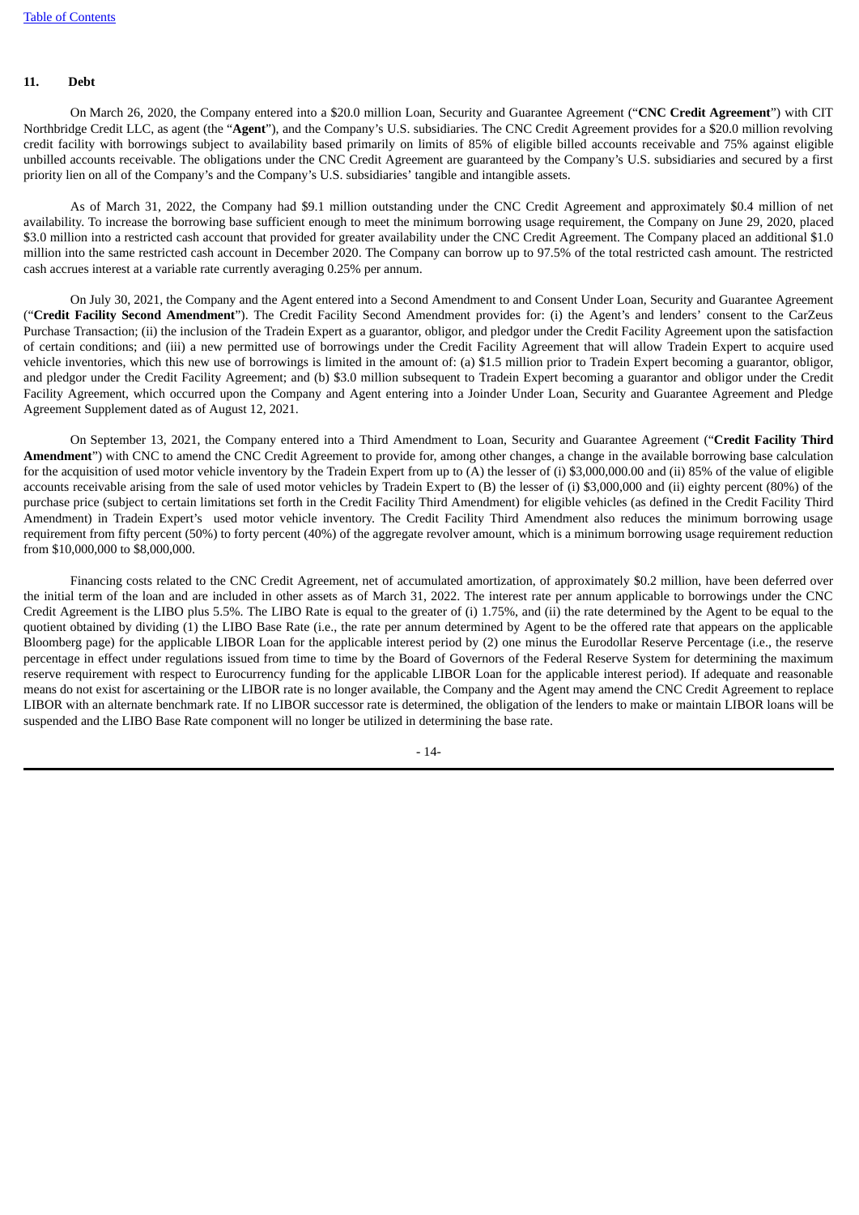## 11. Debt

On March 26, 2020, the Company entered into a $20.0 million Loan, Security and Guarantee Agreement ("**CNC Credit Agreement**") with CIT Northbridge Credit LLC, as agent (the "**Agent**"), and the Company's U.S. subsidiaries. The CNC Credit Agreement provides for a $20.0 million revolving credit facility with borrowings subject to availability based primarily on limits of 85% of eligible billed accounts receivable and 75% against eligible unbilled accounts receivable. The obligations under the CNC Credit Agreement are guaranteed by the Company's U.S. subsidiaries and secured by a first priority lien on all of the Company's and the Company's U.S. subsidiaries' tangible and intangible assets.

As of March 31, 2022, the Company had $9.1 million outstanding under the CNC Credit Agreement and approximately $0.4 million of net availability. To increase the borrowing base sufficient enough to meet the minimum borrowing usage requirement, the Company on June 29, 2020, placed $3.0 million into a restricted cash account that provided for greater availability under the CNC Credit Agreement. The Company placed an additional $1.0 million into the same restricted cash account in December 2020. The Company can borrow up to 97.5% of the total restricted cash amount. The restricted cash accrues interest at a variable rate currently averaging 0.25% per annum.

On July 30, 2021, the Company and the Agent entered into a Second Amendment to and Consent Under Loan, Security and Guarantee Agreement ("**Credit Facility Second Amendment**"). The Credit Facility Second Amendment provides for: (i) the Agent's and lenders' consent to the CarZeus Purchase Transaction; (ii) the inclusion of the Tradein Expert as a guarantor, obligor, and pledgor under the Credit Facility Agreement upon the satisfaction of certain conditions; and (iii) a new permitted use of borrowings under the Credit Facility Agreement that will allow Tradein Expert to acquire used vehicle inventories, which this new use of borrowings is limited in the amount of: (a) $1.5 million prior to Tradein Expert becoming a guarantor, obligor, and pledgor under the Credit Facility Agreement; and (b) $3.0 million subsequent to Tradein Expert becoming a guarantor and obligor under the Credit Facility Agreement, which occurred upon the Company and Agent entering into a Joinder Under Loan, Security and Guarantee Agreement and Pledge Agreement Supplement dated as of August 12, 2021.

On September 13, 2021, the Company entered into a Third Amendment to Loan, Security and Guarantee Agreement ("**Credit Facility Third Amendment**") with CNC to amend the CNC Credit Agreement to provide for, among other changes, a change in the available borrowing base calculation for the acquisition of used motor vehicle inventory by the Tradein Expert from up to (A) the lesser of (i) $3,000,000.00 and (ii) 85% of the value of eligible accounts receivable arising from the sale of used motor vehicles by Tradein Expert to (B) the lesser of (i) $3,000,000 and (ii) eighty percent (80%) of the purchase price (subject to certain limitations set forth in the Credit Facility Third Amendment) for eligible vehicles (as defined in the Credit Facility Third Amendment) in Tradein Expert's used motor vehicle inventory. The Credit Facility Third Amendment also reduces the minimum borrowing usage requirement from fifty percent (50%) to forty percent (40%) of the aggregate revolver amount, which is a minimum borrowing usage requirement reduction from $10,000,000 to $8,000,000.

Financing costs related to the CNC Credit Agreement, net of accumulated amortization, of approximately $0.2 million, have been deferred over the initial term of the loan and are included in other assets as of March 31, 2022. The interest rate per annum applicable to borrowings under the CNC Credit Agreement is the LIBO plus 5.5%. The LIBO Rate is equal to the greater of (i) 1.75%, and (ii) the rate determined by the Agent to be equal to the quotient obtained by dividing (1) the LIBO Base Rate (i.e., the rate per annum determined by Agent to be the offered rate that appears on the applicable Bloomberg page) for the applicable LIBOR Loan for the applicable interest period by (2) one minus the Eurodollar Reserve Percentage (i.e., the reserve percentage in effect under regulations issued from time to time by the Board of Governors of the Federal Reserve System for determining the maximum reserve requirement with respect to Eurocurrency funding for the applicable LIBOR Loan for the applicable interest period). If adequate and reasonable means do not exist for ascertaining or the LIBOR rate is no longer available, the Company and the Agent may amend the CNC Credit Agreement to replace LIBOR with an alternate benchmark rate. If no LIBOR successor rate is determined, the obligation of the lenders to make or maintain LIBOR loans will be suspended and the LIBO Base Rate component will no longer be utilized in determining the base rate.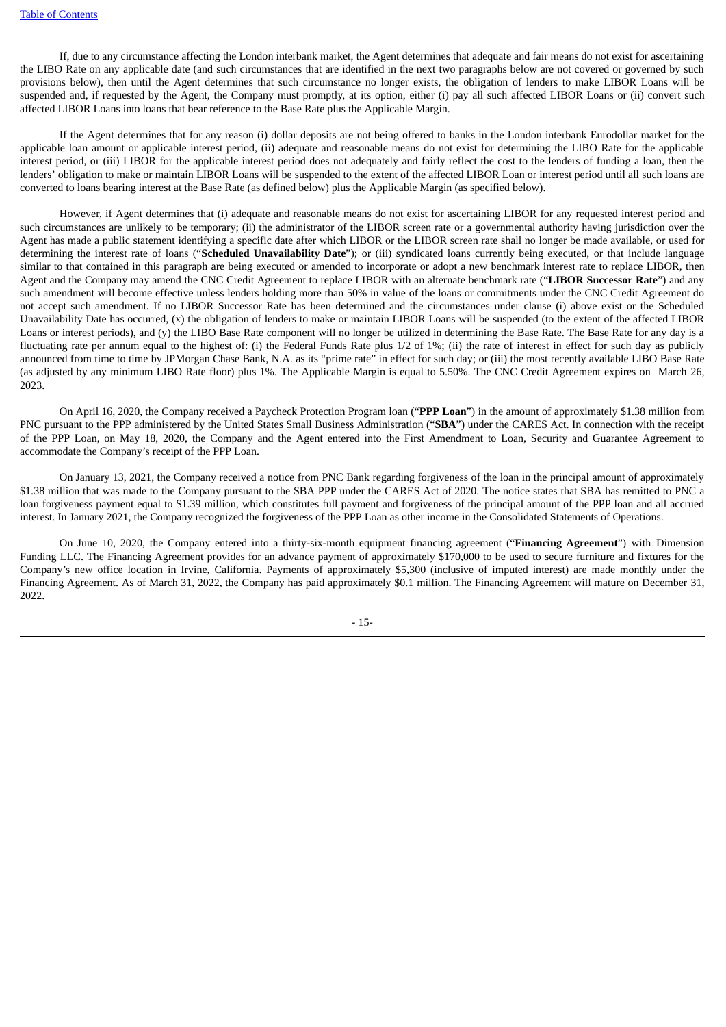If, due to any circumstance affecting the London interbank market, the Agent determines that adequate and fair means do not exist for ascertaining the LIBO Rate on any applicable date (and such circumstances that are identified in the next two paragraphs below are not covered or governed by such provisions below), then until the Agent determines that such circumstance no longer exists, the obligation of lenders to make LIBOR Loans will be suspended and, if requested by the Agent, the Company must promptly, at its option, either (i) pay all such affected LIBOR Loans or (ii) convert such affected LIBOR Loans into loans that bear reference to the Base Rate plus the Applicable Margin.

If the Agent determines that for any reason (i) dollar deposits are not being offered to banks in the London interbank Eurodollar market for the applicable loan amount or applicable interest period, (ii) adequate and reasonable means do not exist for determining the LIBO Rate for the applicable interest period, or (iii) LIBOR for the applicable interest period does not adequately and fairly reflect the cost to the lenders of funding a loan, then the lenders' obligation to make or maintain LIBOR Loans will be suspended to the extent of the affected LIBOR Loan or interest period until all such loans are converted to loans bearing interest at the Base Rate (as defined below) plus the Applicable Margin (as specified below).

However, if Agent determines that (i) adequate and reasonable means do not exist for ascertaining LIBOR for any requested interest period and such circumstances are unlikely to be temporary; (ii) the administrator of the LIBOR screen rate or a governmental authority having jurisdiction over the Agent has made a public statement identifying a specific date after which LIBOR or the LIBOR screen rate shall no longer be made available, or used for determining the interest rate of loans ("**Scheduled Unavailability Date**"); or (iii) syndicated loans currently being executed, or that include language similar to that contained in this paragraph are being executed or amended to incorporate or adopt a new benchmark interest rate to replace LIBOR, then Agent and the Company may amend the CNC Credit Agreement to replace LIBOR with an alternate benchmark rate ("**LIBOR Successor Rate**") and any such amendment will become effective unless lenders holding more than 50% in value of the loans or commitments under the CNC Credit Agreement do not accept such amendment. If no LIBOR Successor Rate has been determined and the circumstances under clause (i) above exist or the Scheduled Unavailability Date has occurred, (x) the obligation of lenders to make or maintain LIBOR Loans will be suspended (to the extent of the affected LIBOR Loans or interest periods), and (y) the LIBO Base Rate component will no longer be utilized in determining the Base Rate. The Base Rate for any day is a fluctuating rate per annum equal to the highest of: (i) the Federal Funds Rate plus 1/2 of 1%; (ii) the rate of interest in effect for such day as publicly announced from time to time by JPMorgan Chase Bank, N.A. as its "prime rate" in effect for such day; or (iii) the most recently available LIBO Base Rate (as adjusted by any minimum LIBO Rate floor) plus 1%. The Applicable Margin is equal to 5.50%. The CNC Credit Agreement expires on March 26, 2023.

On April 16, 2020, the Company received a Paycheck Protection Program loan ("**PPP Loan**") in the amount of approximately $1.38 million from PNC pursuant to the PPP administered by the United States Small Business Administration ("**SBA**") under the CARES Act. In connection with the receipt of the PPP Loan, on May 18, 2020, the Company and the Agent entered into the First Amendment to Loan, Security and Guarantee Agreement to accommodate the Company's receipt of the PPP Loan.

On January 13, 2021, the Company received a notice from PNC Bank regarding forgiveness of the loan in the principal amount of approximately $1.38 million that was made to the Company pursuant to the SBA PPP under the CARES Act of 2020. The notice states that SBA has remitted to PNC a loan forgiveness payment equal to $1.39 million, which constitutes full payment and forgiveness of the principal amount of the PPP loan and all accrued interest. In January 2021, the Company recognized the forgiveness of the PPP Loan as other income in the Consolidated Statements of Operations.

On June 10, 2020, the Company entered into a thirty-six-month equipment financing agreement ("**Financing Agreement**") with Dimension Funding LLC. The Financing Agreement provides for an advance payment of approximately $170,000 to be used to secure furniture and fixtures for the Company's new office location in Irvine, California. Payments of approximately $5,300 (inclusive of imputed interest) are made monthly under the Financing Agreement. As of March 31, 2022, the Company has paid approximately $0.1 million. The Financing Agreement will mature on December 31, 2022.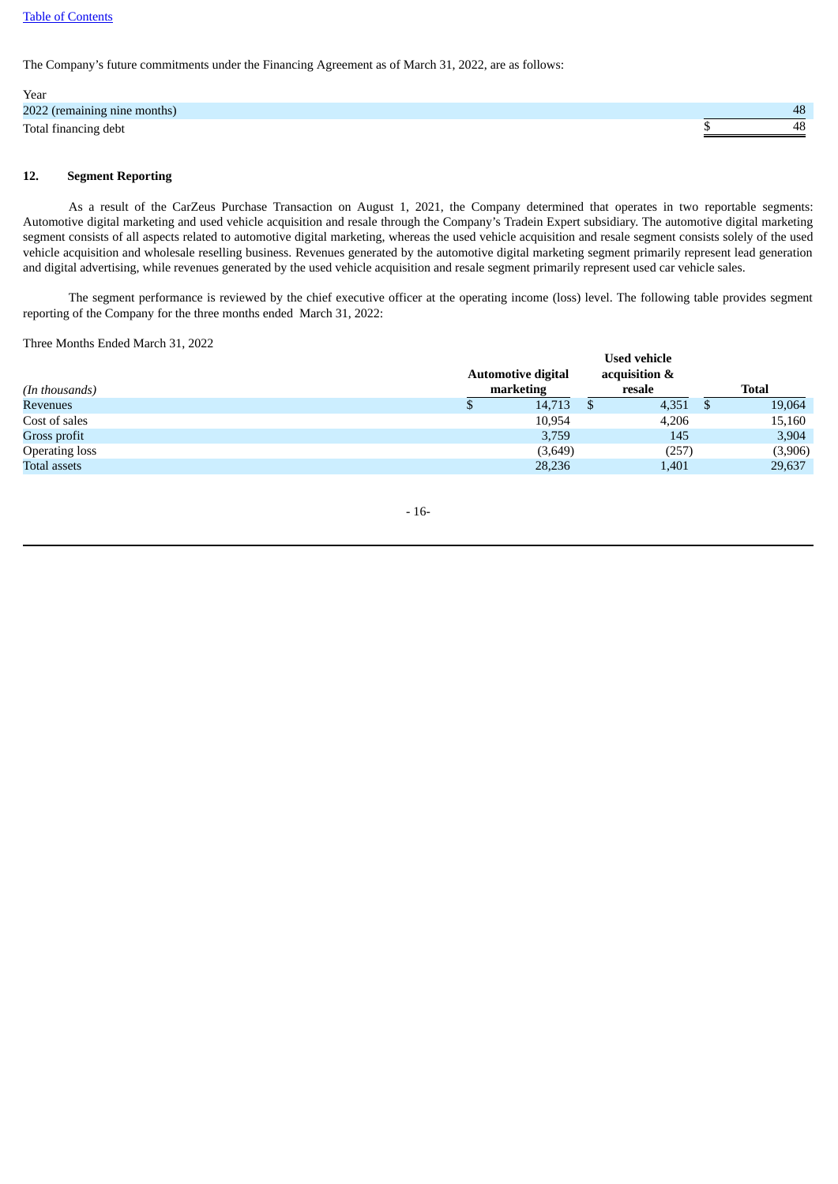The Company's future commitments under the Financing Agreement as of March 31, 2022, are as follows:

| Year | |
|---|---|
| 2022 (remaining nine months) | 48 |
| Total financing debt | $ 48 |

## 12. Segment Reporting

As a result of the CarZeus Purchase Transaction on August 1, 2021, the Company determined that operates in two reportable segments: Automotive digital marketing and used vehicle acquisition and resale through the Company's Tradein Expert subsidiary. The automotive digital marketing segment consists of all aspects related to automotive digital marketing, whereas the used vehicle acquisition and resale segment consists solely of the used vehicle acquisition and wholesale reselling business. Revenues generated by the automotive digital marketing segment primarily represent lead generation and digital advertising, while revenues generated by the used vehicle acquisition and resale segment primarily represent used car vehicle sales.

The segment performance is reviewed by the chief executive officer at the operating income (loss) level. The following table provides segment reporting of the Company for the three months ended March 31, 2022:

Three Months Ended March 31, 2022

| *(In thousands)* | Automotive digital marketing | Used vehicle acquisition & resale | Total |
|---|---|---|---|
| Revenues | $ 14,713 | $ 4,351 | $ 19,064 |
| Cost of sales | 10,954 | 4,206 | 15,160 |
| Gross profit | 3,759 | 145 | 3,904 |
| Operating loss | (3,649) | (257) | (3,906) |
| Total assets | 28,236 | 1,401 | 29,637 |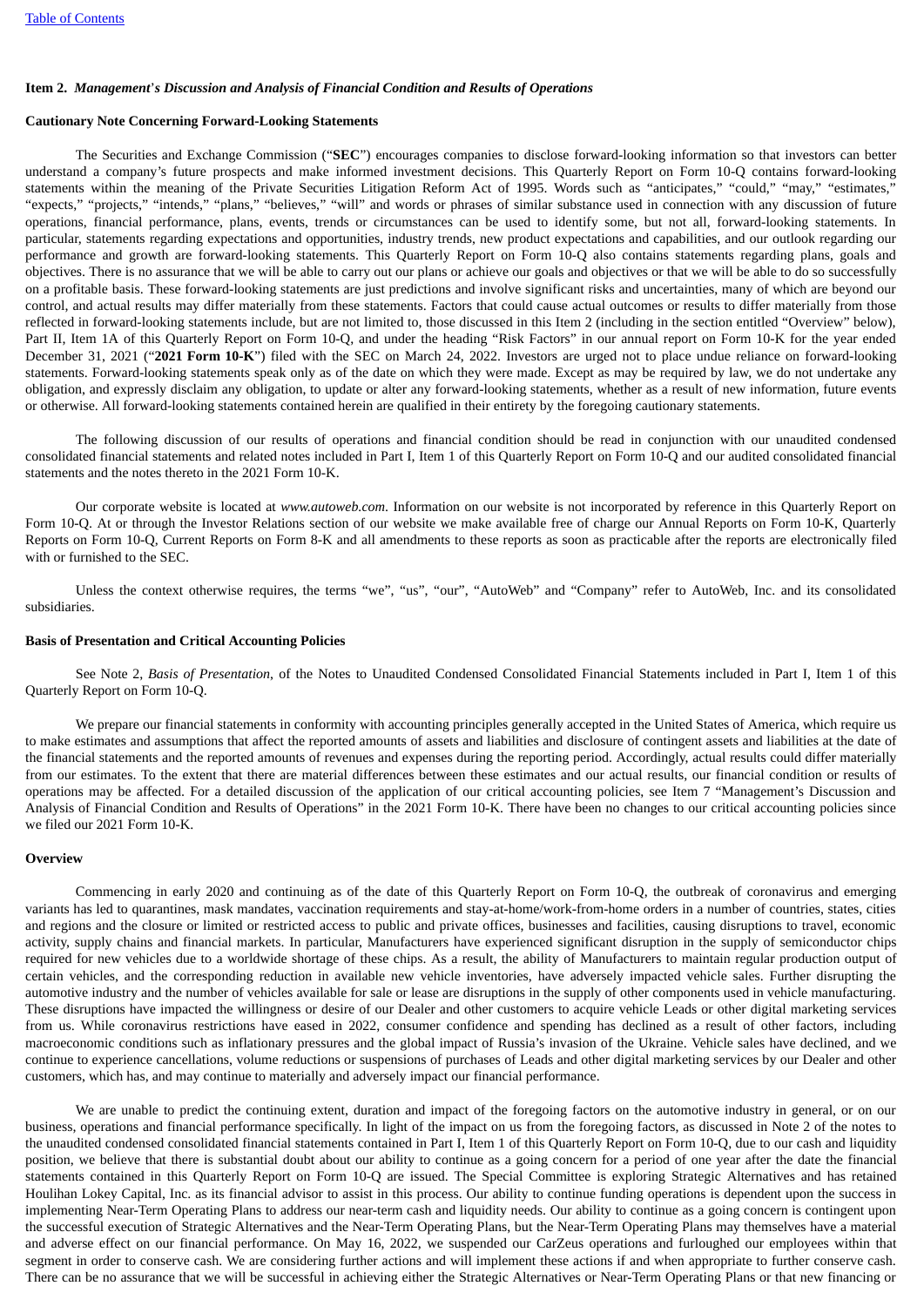### Item 2. *Management*'*s Discussion and Analysis of Financial Condition and Results of Operations*

**Cautionary Note Concerning Forward-Looking Statements**

The Securities and Exchange Commission ("**SEC**") encourages companies to disclose forward-looking information so that investors can better understand a company's future prospects and make informed investment decisions. This Quarterly Report on Form 10-Q contains forward-looking statements within the meaning of the Private Securities Litigation Reform Act of 1995. Words such as "anticipates," "could," "may," "estimates," "expects," "projects," "intends," "plans," "believes," "will" and words or phrases of similar substance used in connection with any discussion of future operations, financial performance, plans, events, trends or circumstances can be used to identify some, but not all, forward-looking statements. In particular, statements regarding expectations and opportunities, industry trends, new product expectations and capabilities, and our outlook regarding our performance and growth are forward-looking statements. This Quarterly Report on Form 10-Q also contains statements regarding plans, goals and objectives. There is no assurance that we will be able to carry out our plans or achieve our goals and objectives or that we will be able to do so successfully on a profitable basis. These forward-looking statements are just predictions and involve significant risks and uncertainties, many of which are beyond our control, and actual results may differ materially from these statements. Factors that could cause actual outcomes or results to differ materially from those reflected in forward-looking statements include, but are not limited to, those discussed in this Item 2 (including in the section entitled "Overview" below), Part II, Item 1A of this Quarterly Report on Form 10-Q, and under the heading "Risk Factors" in our annual report on Form 10-K for the year ended December 31, 2021 ("**2021 Form 10-K**") filed with the SEC on March 24, 2022. Investors are urged not to place undue reliance on forward-looking statements. Forward-looking statements speak only as of the date on which they were made. Except as may be required by law, we do not undertake any obligation, and expressly disclaim any obligation, to update or alter any forward-looking statements, whether as a result of new information, future events or otherwise. All forward-looking statements contained herein are qualified in their entirety by the foregoing cautionary statements.

The following discussion of our results of operations and financial condition should be read in conjunction with our unaudited condensed consolidated financial statements and related notes included in Part I, Item 1 of this Quarterly Report on Form 10-Q and our audited consolidated financial statements and the notes thereto in the 2021 Form 10-K.

Our corporate website is located at *www.autoweb.com*. Information on our website is not incorporated by reference in this Quarterly Report on Form 10-Q. At or through the Investor Relations section of our website we make available free of charge our Annual Reports on Form 10-K, Quarterly Reports on Form 10-Q, Current Reports on Form 8-K and all amendments to these reports as soon as practicable after the reports are electronically filed with or furnished to the SEC.

Unless the context otherwise requires, the terms "we", "us", "our", "AutoWeb" and "Company" refer to AutoWeb, Inc. and its consolidated subsidiaries.

**Basis of Presentation and Critical Accounting Policies**

See Note 2, *Basis of Presentation*, of the Notes to Unaudited Condensed Consolidated Financial Statements included in Part I, Item 1 of this Quarterly Report on Form 10-Q.

We prepare our financial statements in conformity with accounting principles generally accepted in the United States of America, which require us to make estimates and assumptions that affect the reported amounts of assets and liabilities and disclosure of contingent assets and liabilities at the date of the financial statements and the reported amounts of revenues and expenses during the reporting period. Accordingly, actual results could differ materially from our estimates. To the extent that there are material differences between these estimates and our actual results, our financial condition or results of operations may be affected. For a detailed discussion of the application of our critical accounting policies, see Item 7 "Management's Discussion and Analysis of Financial Condition and Results of Operations" in the 2021 Form 10-K. There have been no changes to our critical accounting policies since we filed our 2021 Form 10-K.

**Overview**

Commencing in early 2020 and continuing as of the date of this Quarterly Report on Form 10-Q, the outbreak of coronavirus and emerging variants has led to quarantines, mask mandates, vaccination requirements and stay-at-home/work-from-home orders in a number of countries, states, cities and regions and the closure or limited or restricted access to public and private offices, businesses and facilities, causing disruptions to travel, economic activity, supply chains and financial markets. In particular, Manufacturers have experienced significant disruption in the supply of semiconductor chips required for new vehicles due to a worldwide shortage of these chips. As a result, the ability of Manufacturers to maintain regular production output of certain vehicles, and the corresponding reduction in available new vehicle inventories, have adversely impacted vehicle sales. Further disrupting the automotive industry and the number of vehicles available for sale or lease are disruptions in the supply of other components used in vehicle manufacturing. These disruptions have impacted the willingness or desire of our Dealer and other customers to acquire vehicle Leads or other digital marketing services from us. While coronavirus restrictions have eased in 2022, consumer confidence and spending has declined as a result of other factors, including macroeconomic conditions such as inflationary pressures and the global impact of Russia's invasion of the Ukraine. Vehicle sales have declined, and we continue to experience cancellations, volume reductions or suspensions of purchases of Leads and other digital marketing services by our Dealer and other customers, which has, and may continue to materially and adversely impact our financial performance.

We are unable to predict the continuing extent, duration and impact of the foregoing factors on the automotive industry in general, or on our business, operations and financial performance specifically. In light of the impact on us from the foregoing factors, as discussed in Note 2 of the notes to the unaudited condensed consolidated financial statements contained in Part I, Item 1 of this Quarterly Report on Form 10-Q, due to our cash and liquidity position, we believe that there is substantial doubt about our ability to continue as a going concern for a period of one year after the date the financial statements contained in this Quarterly Report on Form 10-Q are issued. The Special Committee is exploring Strategic Alternatives and has retained Houlihan Lokey Capital, Inc. as its financial advisor to assist in this process. Our ability to continue funding operations is dependent upon the success in implementing Near-Term Operating Plans to address our near-term cash and liquidity needs. Our ability to continue as a going concern is contingent upon the successful execution of Strategic Alternatives and the Near-Term Operating Plans, but the Near-Term Operating Plans may themselves have a material and adverse effect on our financial performance. On May 16, 2022, we suspended our CarZeus operations and furloughed our employees within that segment in order to conserve cash. We are considering further actions and will implement these actions if and when appropriate to further conserve cash. There can be no assurance that we will be successful in achieving either the Strategic Alternatives or Near-Term Operating Plans or that new financing or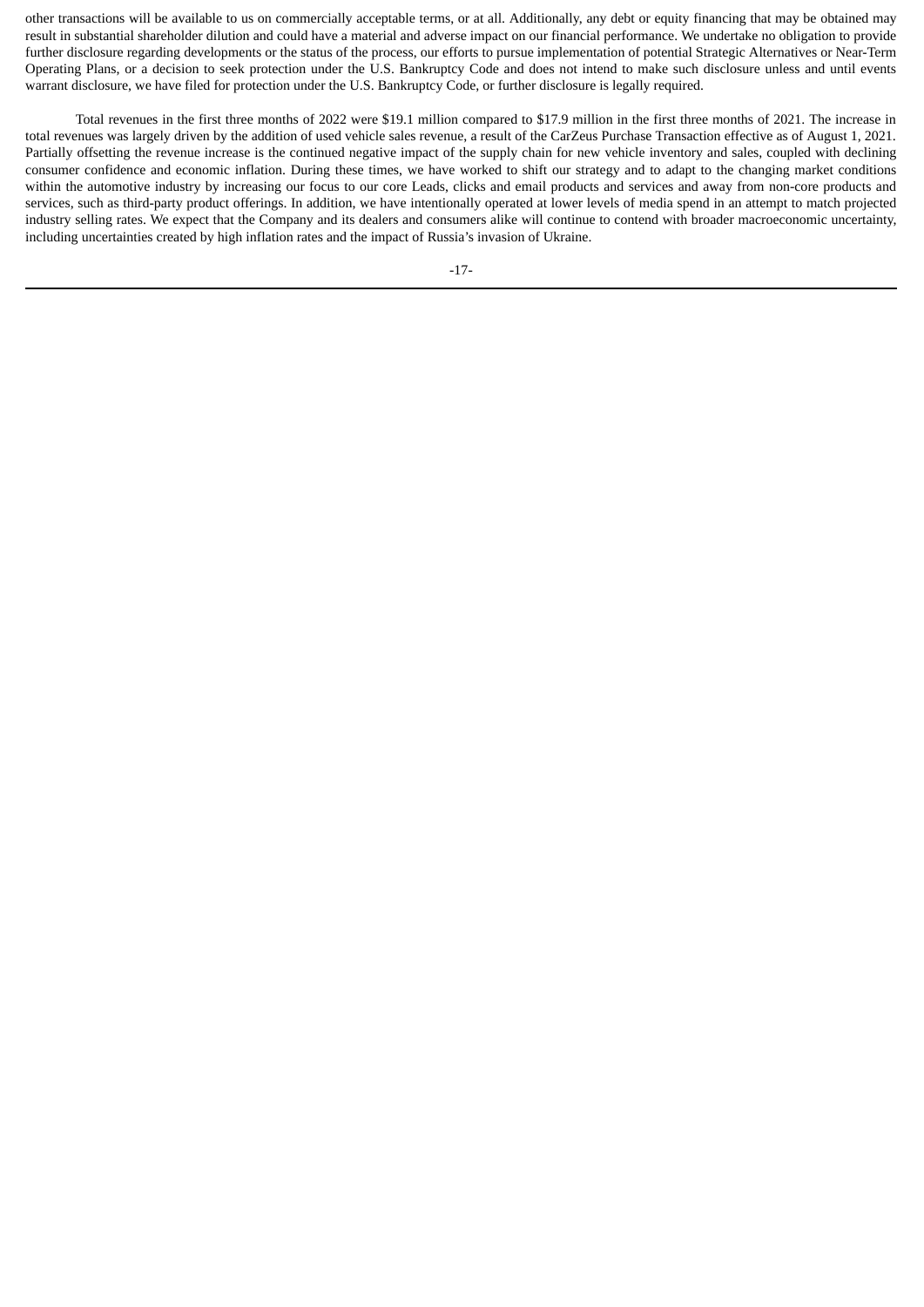other transactions will be available to us on commercially acceptable terms, or at all. Additionally, any debt or equity financing that may be obtained may result in substantial shareholder dilution and could have a material and adverse impact on our financial performance. We undertake no obligation to provide further disclosure regarding developments or the status of the process, our efforts to pursue implementation of potential Strategic Alternatives or Near-Term Operating Plans, or a decision to seek protection under the U.S. Bankruptcy Code and does not intend to make such disclosure unless and until events warrant disclosure, we have filed for protection under the U.S. Bankruptcy Code, or further disclosure is legally required.

Total revenues in the first three months of 2022 were $19.1 million compared to $17.9 million in the first three months of 2021. The increase in total revenues was largely driven by the addition of used vehicle sales revenue, a result of the CarZeus Purchase Transaction effective as of August 1, 2021. Partially offsetting the revenue increase is the continued negative impact of the supply chain for new vehicle inventory and sales, coupled with declining consumer confidence and economic inflation. During these times, we have worked to shift our strategy and to adapt to the changing market conditions within the automotive industry by increasing our focus to our core Leads, clicks and email products and services and away from non-core products and services, such as third-party product offerings. In addition, we have intentionally operated at lower levels of media spend in an attempt to match projected industry selling rates. We expect that the Company and its dealers and consumers alike will continue to contend with broader macroeconomic uncertainty, including uncertainties created by high inflation rates and the impact of Russia's invasion of Ukraine.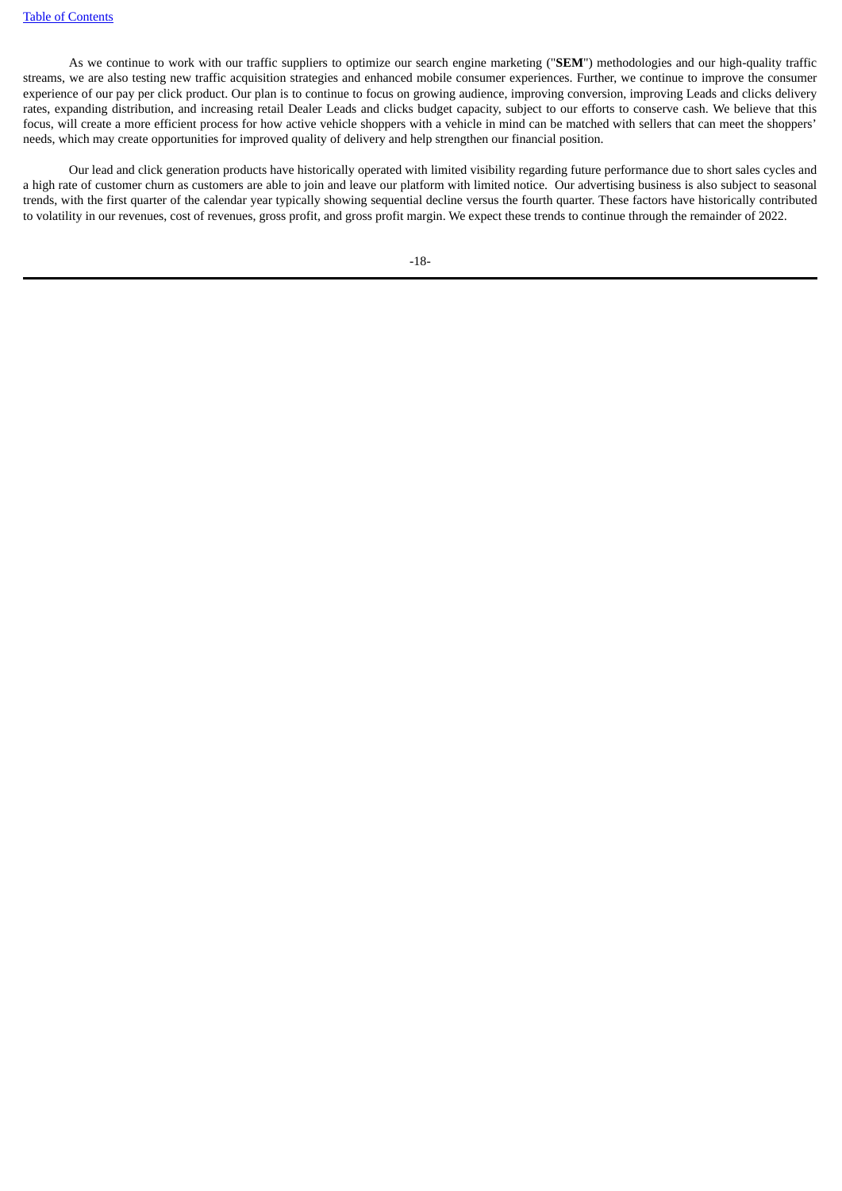As we continue to work with our traffic suppliers to optimize our search engine marketing ("**SEM**") methodologies and our high-quality traffic streams, we are also testing new traffic acquisition strategies and enhanced mobile consumer experiences. Further, we continue to improve the consumer experience of our pay per click product. Our plan is to continue to focus on growing audience, improving conversion, improving Leads and clicks delivery rates, expanding distribution, and increasing retail Dealer Leads and clicks budget capacity, subject to our efforts to conserve cash. We believe that this focus, will create a more efficient process for how active vehicle shoppers with a vehicle in mind can be matched with sellers that can meet the shoppers' needs, which may create opportunities for improved quality of delivery and help strengthen our financial position.

Our lead and click generation products have historically operated with limited visibility regarding future performance due to short sales cycles and a high rate of customer churn as customers are able to join and leave our platform with limited notice. Our advertising business is also subject to seasonal trends, with the first quarter of the calendar year typically showing sequential decline versus the fourth quarter. These factors have historically contributed to volatility in our revenues, cost of revenues, gross profit, and gross profit margin. We expect these trends to continue through the remainder of 2022.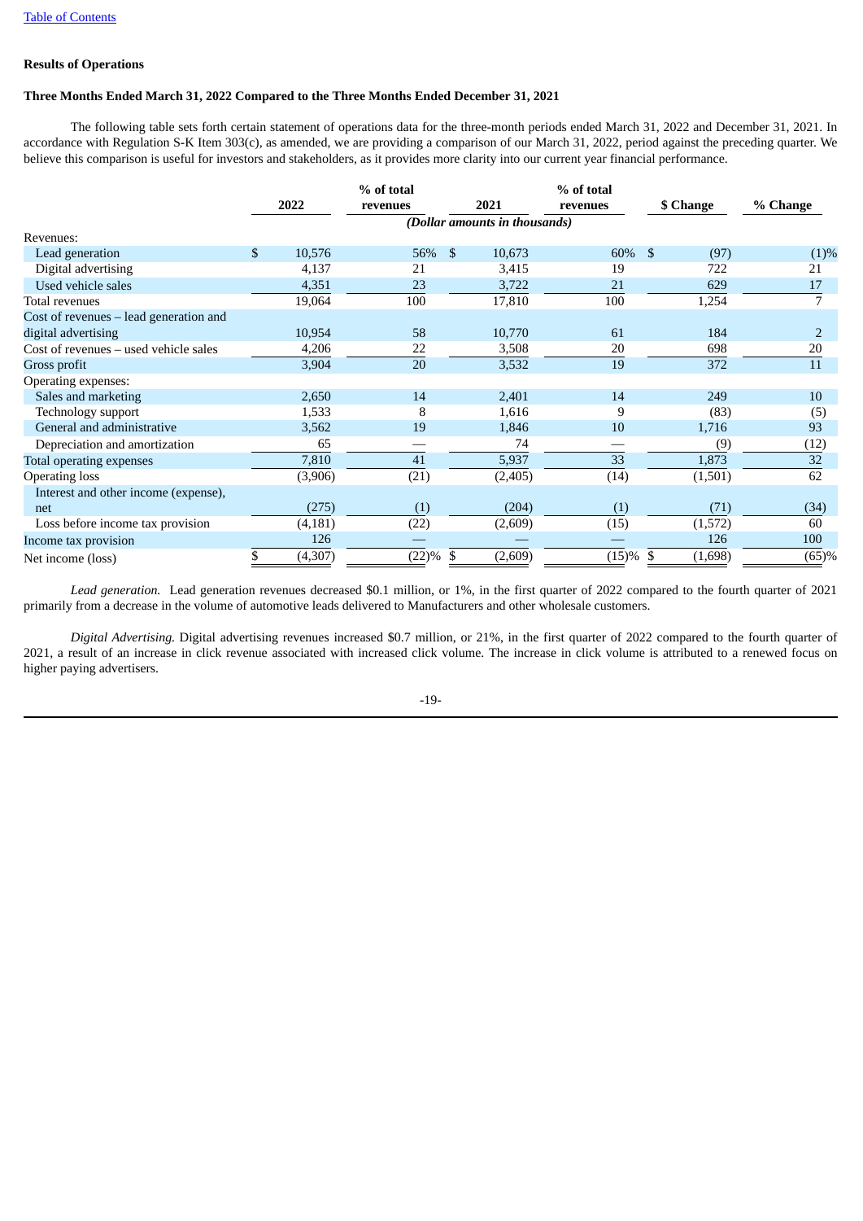[Table of Contents](#)

**Results of Operations**

**Three Months Ended March 31, 2022 Compared to the Three Months Ended December 31, 2021**

The following table sets forth certain statement of operations data for the three-month periods ended March 31, 2022 and December 31, 2021. In accordance with Regulation S-K Item 303(c), as amended, we are providing a comparison of our March 31, 2022, period against the preceding quarter. We believe this comparison is useful for investors and stakeholders, as it provides more clarity into our current year financial performance.

| | 2022 | % of total revenues | 2021 | % of total revenues | $ Change | % Change |
|---|---|---|---|---|---|---|
| | *(Dollar amounts in thousands)* | | | | | |
| Revenues: | | | | | | |
| Lead generation | $ 10,576 | 56% | $ 10,673 | 60% | $ (97) | (1)% |
| Digital advertising | 4,137 | 21 | 3,415 | 19 | 722 | 21 |
| Used vehicle sales | 4,351 | 23 | 3,722 | 21 | 629 | 17 |
| Total revenues | 19,064 | 100 | 17,810 | 100 | 1,254 | 7 |
| Cost of revenues – lead generation and digital advertising | 10,954 | 58 | 10,770 | 61 | 184 | 2 |
| Cost of revenues – used vehicle sales | 4,206 | 22 | 3,508 | 20 | 698 | 20 |
| Gross profit | 3,904 | 20 | 3,532 | 19 | 372 | 11 |
| Operating expenses: | | | | | | |
| Sales and marketing | 2,650 | 14 | 2,401 | 14 | 249 | 10 |
| Technology support | 1,533 | 8 | 1,616 | 9 | (83) | (5) |
| General and administrative | 3,562 | 19 | 1,846 | 10 | 1,716 | 93 |
| Depreciation and amortization | 65 | — | 74 | — | (9) | (12) |
| Total operating expenses | 7,810 | 41 | 5,937 | 33 | 1,873 | 32 |
| Operating loss | (3,906) | (21) | (2,405) | (14) | (1,501) | 62 |
| Interest and other income (expense), net | (275) | (1) | (204) | (1) | (71) | (34) |
| Loss before income tax provision | (4,181) | (22) | (2,609) | (15) | (1,572) | 60 |
| Income tax provision | 126 | — | — | — | 126 | 100 |
| Net income (loss) | $ (4,307) | (22)% | $ (2,609) | (15)% | $ (1,698) | (65)% |

*Lead generation.* Lead generation revenues decreased $0.1 million, or 1%, in the first quarter of 2022 compared to the fourth quarter of 2021 primarily from a decrease in the volume of automotive leads delivered to Manufacturers and other wholesale customers.

*Digital Advertising.* Digital advertising revenues increased $0.7 million, or 21%, in the first quarter of 2022 compared to the fourth quarter of 2021, a result of an increase in click revenue associated with increased click volume. The increase in click volume is attributed to a renewed focus on higher paying advertisers.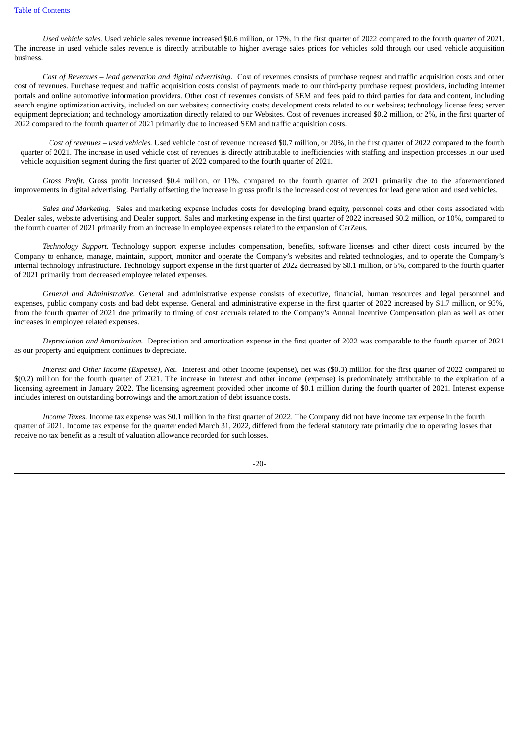*Used vehicle sales.* Used vehicle sales revenue increased $0.6 million, or 17%, in the first quarter of 2022 compared to the fourth quarter of 2021. The increase in used vehicle sales revenue is directly attributable to higher average sales prices for vehicles sold through our used vehicle acquisition business.

*Cost of Revenues – lead generation and digital advertising*. Cost of revenues consists of purchase request and traffic acquisition costs and other cost of revenues. Purchase request and traffic acquisition costs consist of payments made to our third-party purchase request providers, including internet portals and online automotive information providers. Other cost of revenues consists of SEM and fees paid to third parties for data and content, including search engine optimization activity, included on our websites; connectivity costs; development costs related to our websites; technology license fees; server equipment depreciation; and technology amortization directly related to our Websites. Cost of revenues increased $0.2 million, or 2%, in the first quarter of 2022 compared to the fourth quarter of 2021 primarily due to increased SEM and traffic acquisition costs.

*Cost of revenues – used vehicles.* Used vehicle cost of revenue increased $0.7 million, or 20%, in the first quarter of 2022 compared to the fourth quarter of 2021. The increase in used vehicle cost of revenues is directly attributable to inefficiencies with staffing and inspection processes in our used vehicle acquisition segment during the first quarter of 2022 compared to the fourth quarter of 2021.

*Gross Profit.* Gross profit increased $0.4 million, or 11%, compared to the fourth quarter of 2021 primarily due to the aforementioned improvements in digital advertising. Partially offsetting the increase in gross profit is the increased cost of revenues for lead generation and used vehicles.

*Sales and Marketing.* Sales and marketing expense includes costs for developing brand equity, personnel costs and other costs associated with Dealer sales, website advertising and Dealer support. Sales and marketing expense in the first quarter of 2022 increased $0.2 million, or 10%, compared to the fourth quarter of 2021 primarily from an increase in employee expenses related to the expansion of CarZeus.

*Technology Support.* Technology support expense includes compensation, benefits, software licenses and other direct costs incurred by the Company to enhance, manage, maintain, support, monitor and operate the Company's websites and related technologies, and to operate the Company's internal technology infrastructure. Technology support expense in the first quarter of 2022 decreased by $0.1 million, or 5%, compared to the fourth quarter of 2021 primarily from decreased employee related expenses.

*General and Administrative.* General and administrative expense consists of executive, financial, human resources and legal personnel and expenses, public company costs and bad debt expense. General and administrative expense in the first quarter of 2022 increased by $1.7 million, or 93%, from the fourth quarter of 2021 due primarily to timing of cost accruals related to the Company's Annual Incentive Compensation plan as well as other increases in employee related expenses.

*Depreciation and Amortization.* Depreciation and amortization expense in the first quarter of 2022 was comparable to the fourth quarter of 2021 as our property and equipment continues to depreciate.

*Interest and Other Income (Expense), Net.* Interest and other income (expense), net was ($0.3) million for the first quarter of 2022 compared to $(0.2) million for the fourth quarter of 2021. The increase in interest and other income (expense) is predominately attributable to the expiration of a licensing agreement in January 2022. The licensing agreement provided other income of $0.1 million during the fourth quarter of 2021. Interest expense includes interest on outstanding borrowings and the amortization of debt issuance costs.

*Income Taxes.* Income tax expense was $0.1 million in the first quarter of 2022. The Company did not have income tax expense in the fourth quarter of 2021. Income tax expense for the quarter ended March 31, 2022, differed from the federal statutory rate primarily due to operating losses that receive no tax benefit as a result of valuation allowance recorded for such losses.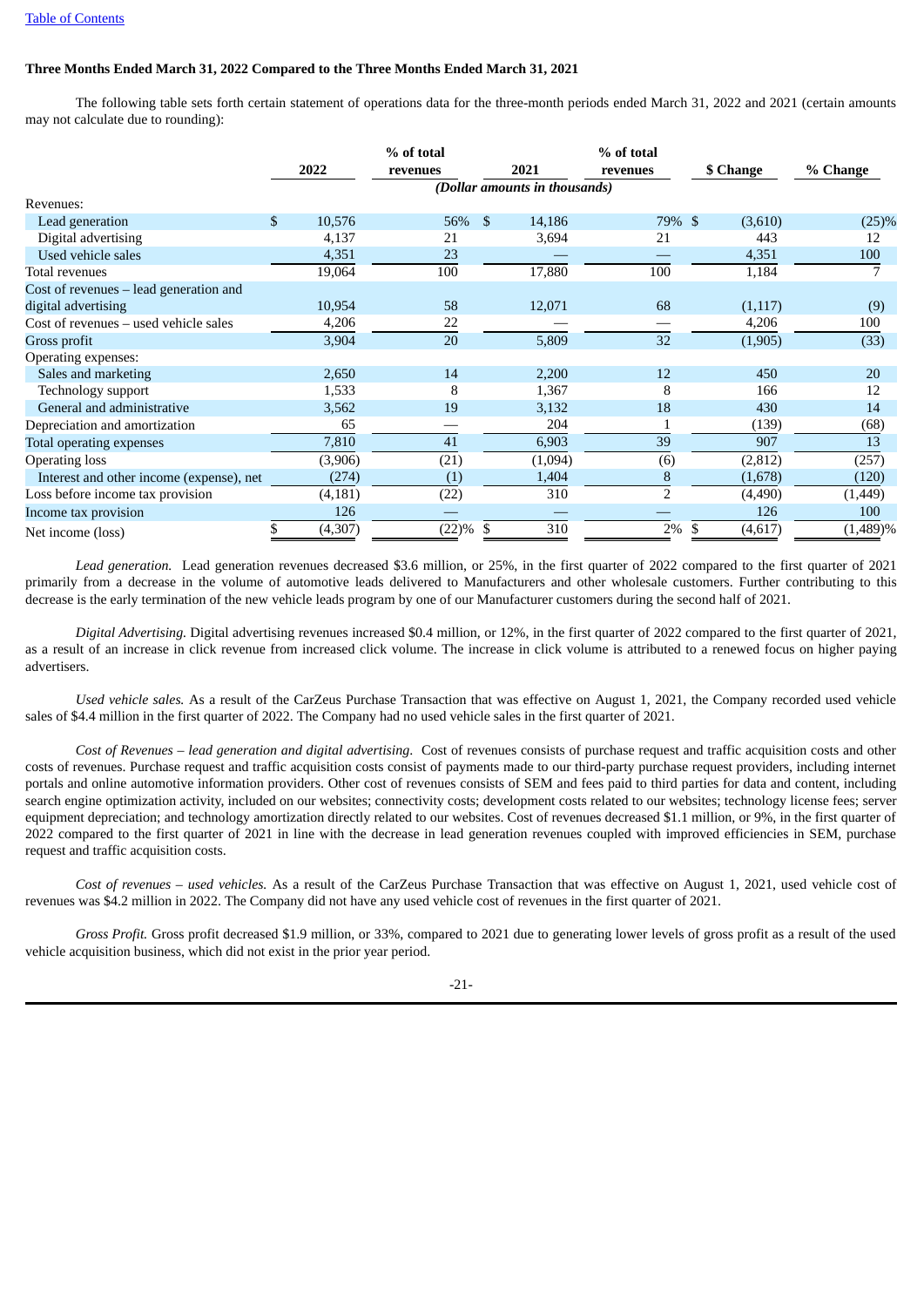### Three Months Ended March 31, 2022 Compared to the Three Months Ended March 31, 2021

The following table sets forth certain statement of operations data for the three-month periods ended March 31, 2022 and 2021 (certain amounts may not calculate due to rounding):

| | 2022 | % of total revenues | 2021 | % of total revenues | $ Change | % Change |
|---|---|---|---|---|---|---|
| | *(Dollar amounts in thousands)* | | | | | |
| Revenues: | | | | | | |
| Lead generation | $ 10,576 | 56% | $ 14,186 | 79% | $ (3,610) | (25)% |
| Digital advertising | 4,137 | 21 | 3,694 | 21 | 443 | 12 |
| Used vehicle sales | 4,351 | 23 | — | — | 4,351 | 100 |
| Total revenues | 19,064 | 100 | 17,880 | 100 | 1,184 | 7 |
| Cost of revenues – lead generation and digital advertising | 10,954 | 58 | 12,071 | 68 | (1,117) | (9) |
| Cost of revenues – used vehicle sales | 4,206 | 22 | — | — | 4,206 | 100 |
| Gross profit | 3,904 | 20 | 5,809 | 32 | (1,905) | (33) |
| Operating expenses: | | | | | | |
| Sales and marketing | 2,650 | 14 | 2,200 | 12 | 450 | 20 |
| Technology support | 1,533 | 8 | 1,367 | 8 | 166 | 12 |
| General and administrative | 3,562 | 19 | 3,132 | 18 | 430 | 14 |
| Depreciation and amortization | 65 | — | 204 | 1 | (139) | (68) |
| Total operating expenses | 7,810 | 41 | 6,903 | 39 | 907 | 13 |
| Operating loss | (3,906) | (21) | (1,094) | (6) | (2,812) | (257) |
| Interest and other income (expense), net | (274) | (1) | 1,404 | 8 | (1,678) | (120) |
| Loss before income tax provision | (4,181) | (22) | 310 | 2 | (4,490) | (1,449) |
| Income tax provision | 126 | — | — | — | 126 | 100 |
| Net income (loss) | $ (4,307) | (22)% | $ 310 | 2% | $ (4,617) | (1,489)% |

*Lead generation.* Lead generation revenues decreased $3.6 million, or 25%, in the first quarter of 2022 compared to the first quarter of 2021 primarily from a decrease in the volume of automotive leads delivered to Manufacturers and other wholesale customers. Further contributing to this decrease is the early termination of the new vehicle leads program by one of our Manufacturer customers during the second half of 2021.

*Digital Advertising.* Digital advertising revenues increased $0.4 million, or 12%, in the first quarter of 2022 compared to the first quarter of 2021, as a result of an increase in click revenue from increased click volume. The increase in click volume is attributed to a renewed focus on higher paying advertisers.

*Used vehicle sales.* As a result of the CarZeus Purchase Transaction that was effective on August 1, 2021, the Company recorded used vehicle sales of $4.4 million in the first quarter of 2022. The Company had no used vehicle sales in the first quarter of 2021.

*Cost of Revenues – lead generation and digital advertising.* Cost of revenues consists of purchase request and traffic acquisition costs and other costs of revenues. Purchase request and traffic acquisition costs consist of payments made to our third-party purchase request providers, including internet portals and online automotive information providers. Other cost of revenues consists of SEM and fees paid to third parties for data and content, including search engine optimization activity, included on our websites; connectivity costs; development costs related to our websites; technology license fees; server equipment depreciation; and technology amortization directly related to our websites. Cost of revenues decreased $1.1 million, or 9%, in the first quarter of 2022 compared to the first quarter of 2021 in line with the decrease in lead generation revenues coupled with improved efficiencies in SEM, purchase request and traffic acquisition costs.

*Cost of revenues – used vehicles.* As a result of the CarZeus Purchase Transaction that was effective on August 1, 2021, used vehicle cost of revenues was $4.2 million in 2022. The Company did not have any used vehicle cost of revenues in the first quarter of 2021.

*Gross Profit.* Gross profit decreased $1.9 million, or 33%, compared to 2021 due to generating lower levels of gross profit as a result of the used vehicle acquisition business, which did not exist in the prior year period.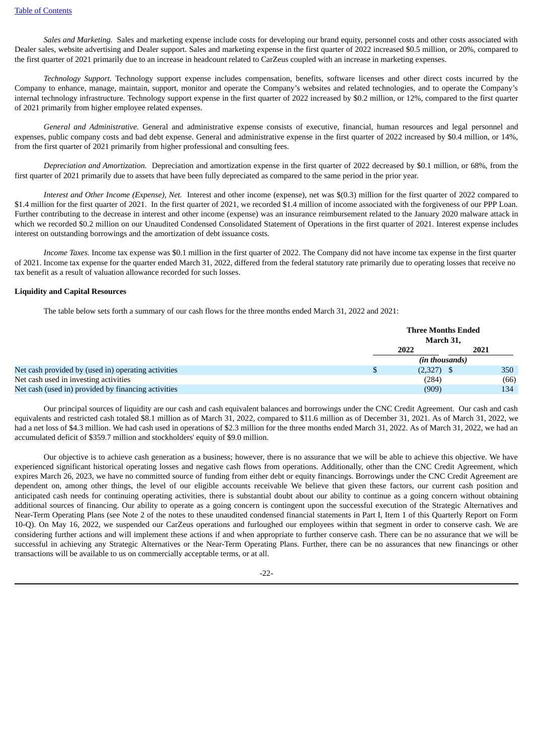*Sales and Marketing.* Sales and marketing expense include costs for developing our brand equity, personnel costs and other costs associated with Dealer sales, website advertising and Dealer support. Sales and marketing expense in the first quarter of 2022 increased $0.5 million, or 20%, compared to the first quarter of 2021 primarily due to an increase in headcount related to CarZeus coupled with an increase in marketing expenses.

*Technology Support.* Technology support expense includes compensation, benefits, software licenses and other direct costs incurred by the Company to enhance, manage, maintain, support, monitor and operate the Company's websites and related technologies, and to operate the Company's internal technology infrastructure. Technology support expense in the first quarter of 2022 increased by $0.2 million, or 12%, compared to the first quarter of 2021 primarily from higher employee related expenses.

*General and Administrative.* General and administrative expense consists of executive, financial, human resources and legal personnel and expenses, public company costs and bad debt expense. General and administrative expense in the first quarter of 2022 increased by $0.4 million, or 14%, from the first quarter of 2021 primarily from higher professional and consulting fees.

*Depreciation and Amortization.* Depreciation and amortization expense in the first quarter of 2022 decreased by $0.1 million, or 68%, from the first quarter of 2021 primarily due to assets that have been fully depreciated as compared to the same period in the prior year.

*Interest and Other Income (Expense), Net.* Interest and other income (expense), net was $(0.3) million for the first quarter of 2022 compared to $1.4 million for the first quarter of 2021. In the first quarter of 2021, we recorded $1.4 million of income associated with the forgiveness of our PPP Loan. Further contributing to the decrease in interest and other income (expense) was an insurance reimbursement related to the January 2020 malware attack in which we recorded $0.2 million on our Unaudited Condensed Consolidated Statement of Operations in the first quarter of 2021. Interest expense includes interest on outstanding borrowings and the amortization of debt issuance costs.

*Income Taxes.* Income tax expense was $0.1 million in the first quarter of 2022. The Company did not have income tax expense in the first quarter of 2021. Income tax expense for the quarter ended March 31, 2022, differed from the federal statutory rate primarily due to operating losses that receive no tax benefit as a result of valuation allowance recorded for such losses.

**Liquidity and Capital Resources**

The table below sets forth a summary of our cash flows for the three months ended March 31, 2022 and 2021:

| | Three Months Ended March 31, | |
|---|---|---|
| | 2022 | 2021 |
| | *(in thousands)* | |
| Net cash provided by (used in) operating activities | $ (2,327) | $ 350 |
| Net cash used in investing activities | (284) | (66) |
| Net cash (used in) provided by financing activities | (909) | 134 |

Our principal sources of liquidity are our cash and cash equivalent balances and borrowings under the CNC Credit Agreement. Our cash and cash equivalents and restricted cash totaled $8.1 million as of March 31, 2022, compared to $11.6 million as of December 31, 2021. As of March 31, 2022, we had a net loss of $4.3 million. We had cash used in operations of $2.3 million for the three months ended March 31, 2022. As of March 31, 2022, we had an accumulated deficit of $359.7 million and stockholders' equity of $9.0 million.

Our objective is to achieve cash generation as a business; however, there is no assurance that we will be able to achieve this objective. We have experienced significant historical operating losses and negative cash flows from operations. Additionally, other than the CNC Credit Agreement, which expires March 26, 2023, we have no committed source of funding from either debt or equity financings. Borrowings under the CNC Credit Agreement are dependent on, among other things, the level of our eligible accounts receivable We believe that given these factors, our current cash position and anticipated cash needs for continuing operating activities, there is substantial doubt about our ability to continue as a going concern without obtaining additional sources of financing. Our ability to operate as a going concern is contingent upon the successful execution of the Strategic Alternatives and Near-Term Operating Plans (see Note 2 of the notes to these unaudited condensed financial statements in Part I, Item 1 of this Quarterly Report on Form 10-Q). On May 16, 2022, we suspended our CarZeus operations and furloughed our employees within that segment in order to conserve cash. We are considering further actions and will implement these actions if and when appropriate to further conserve cash. There can be no assurance that we will be successful in achieving any Strategic Alternatives or the Near-Term Operating Plans. Further, there can be no assurances that new financings or other transactions will be available to us on commercially acceptable terms, or at all.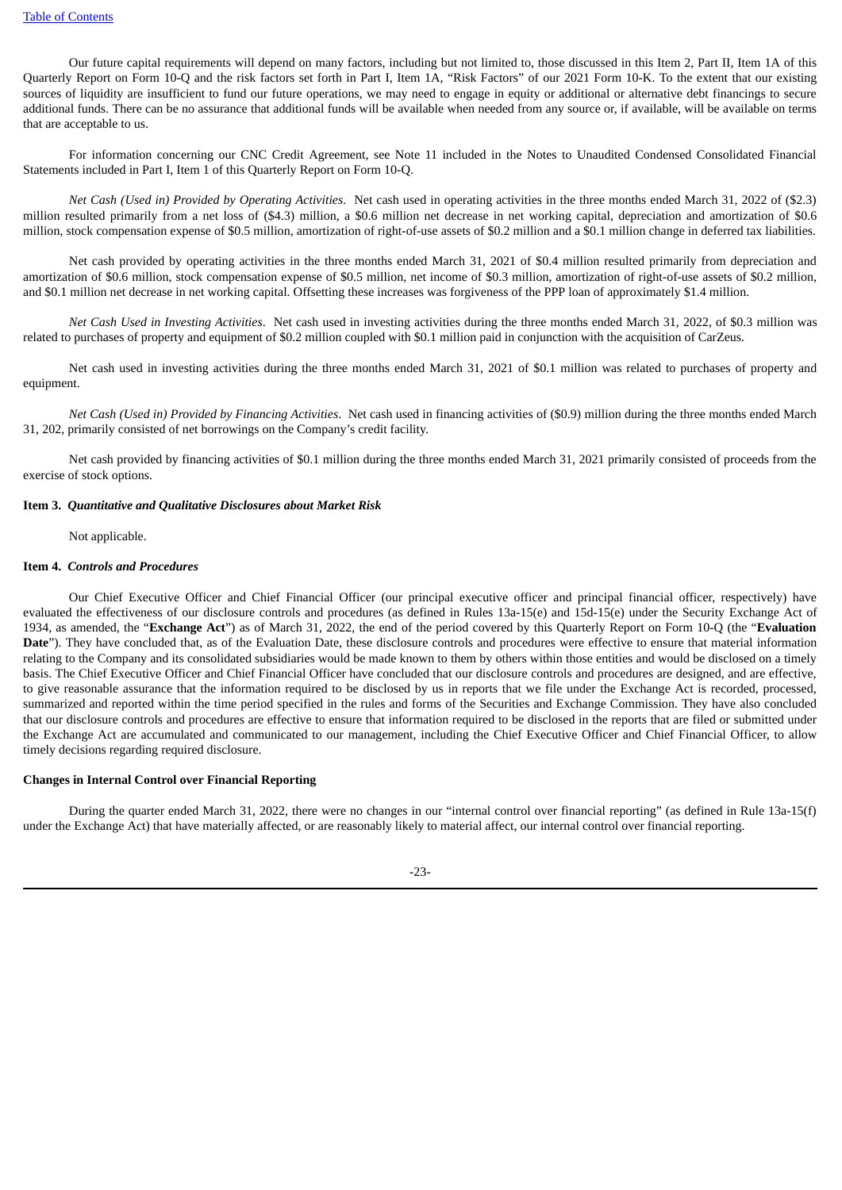Our future capital requirements will depend on many factors, including but not limited to, those discussed in this Item 2, Part II, Item 1A of this Quarterly Report on Form 10-Q and the risk factors set forth in Part I, Item 1A, "Risk Factors" of our 2021 Form 10-K. To the extent that our existing sources of liquidity are insufficient to fund our future operations, we may need to engage in equity or additional or alternative debt financings to secure additional funds. There can be no assurance that additional funds will be available when needed from any source or, if available, will be available on terms that are acceptable to us.

For information concerning our CNC Credit Agreement, see Note 11 included in the Notes to Unaudited Condensed Consolidated Financial Statements included in Part I, Item 1 of this Quarterly Report on Form 10-Q.

*Net Cash (Used in) Provided by Operating Activities*. Net cash used in operating activities in the three months ended March 31, 2022 of ($2.3) million resulted primarily from a net loss of ($4.3) million, a $0.6 million net decrease in net working capital, depreciation and amortization of $0.6 million, stock compensation expense of $0.5 million, amortization of right-of-use assets of $0.2 million and a $0.1 million change in deferred tax liabilities.

Net cash provided by operating activities in the three months ended March 31, 2021 of $0.4 million resulted primarily from depreciation and amortization of $0.6 million, stock compensation expense of $0.5 million, net income of $0.3 million, amortization of right-of-use assets of $0.2 million, and $0.1 million net decrease in net working capital. Offsetting these increases was forgiveness of the PPP loan of approximately $1.4 million.

*Net Cash Used in Investing Activities*. Net cash used in investing activities during the three months ended March 31, 2022, of $0.3 million was related to purchases of property and equipment of $0.2 million coupled with $0.1 million paid in conjunction with the acquisition of CarZeus.

Net cash used in investing activities during the three months ended March 31, 2021 of $0.1 million was related to purchases of property and equipment.

*Net Cash (Used in) Provided by Financing Activities*. Net cash used in financing activities of ($0.9) million during the three months ended March 31, 202, primarily consisted of net borrowings on the Company's credit facility.

Net cash provided by financing activities of $0.1 million during the three months ended March 31, 2021 primarily consisted of proceeds from the exercise of stock options.

**Item 3.** ***Quantitative and Qualitative Disclosures about Market Risk***

Not applicable.

**Item 4.** ***Controls and Procedures***

Our Chief Executive Officer and Chief Financial Officer (our principal executive officer and principal financial officer, respectively) have evaluated the effectiveness of our disclosure controls and procedures (as defined in Rules 13a-15(e) and 15d-15(e) under the Security Exchange Act of 1934, as amended, the "**Exchange Act**") as of March 31, 2022, the end of the period covered by this Quarterly Report on Form 10-Q (the "**Evaluation Date**"). They have concluded that, as of the Evaluation Date, these disclosure controls and procedures were effective to ensure that material information relating to the Company and its consolidated subsidiaries would be made known to them by others within those entities and would be disclosed on a timely basis. The Chief Executive Officer and Chief Financial Officer have concluded that our disclosure controls and procedures are designed, and are effective, to give reasonable assurance that the information required to be disclosed by us in reports that we file under the Exchange Act is recorded, processed, summarized and reported within the time period specified in the rules and forms of the Securities and Exchange Commission. They have also concluded that our disclosure controls and procedures are effective to ensure that information required to be disclosed in the reports that are filed or submitted under the Exchange Act are accumulated and communicated to our management, including the Chief Executive Officer and Chief Financial Officer, to allow timely decisions regarding required disclosure.

**Changes in Internal Control over Financial Reporting**

During the quarter ended March 31, 2022, there were no changes in our "internal control over financial reporting" (as defined in Rule 13a-15(f) under the Exchange Act) that have materially affected, or are reasonably likely to material affect, our internal control over financial reporting.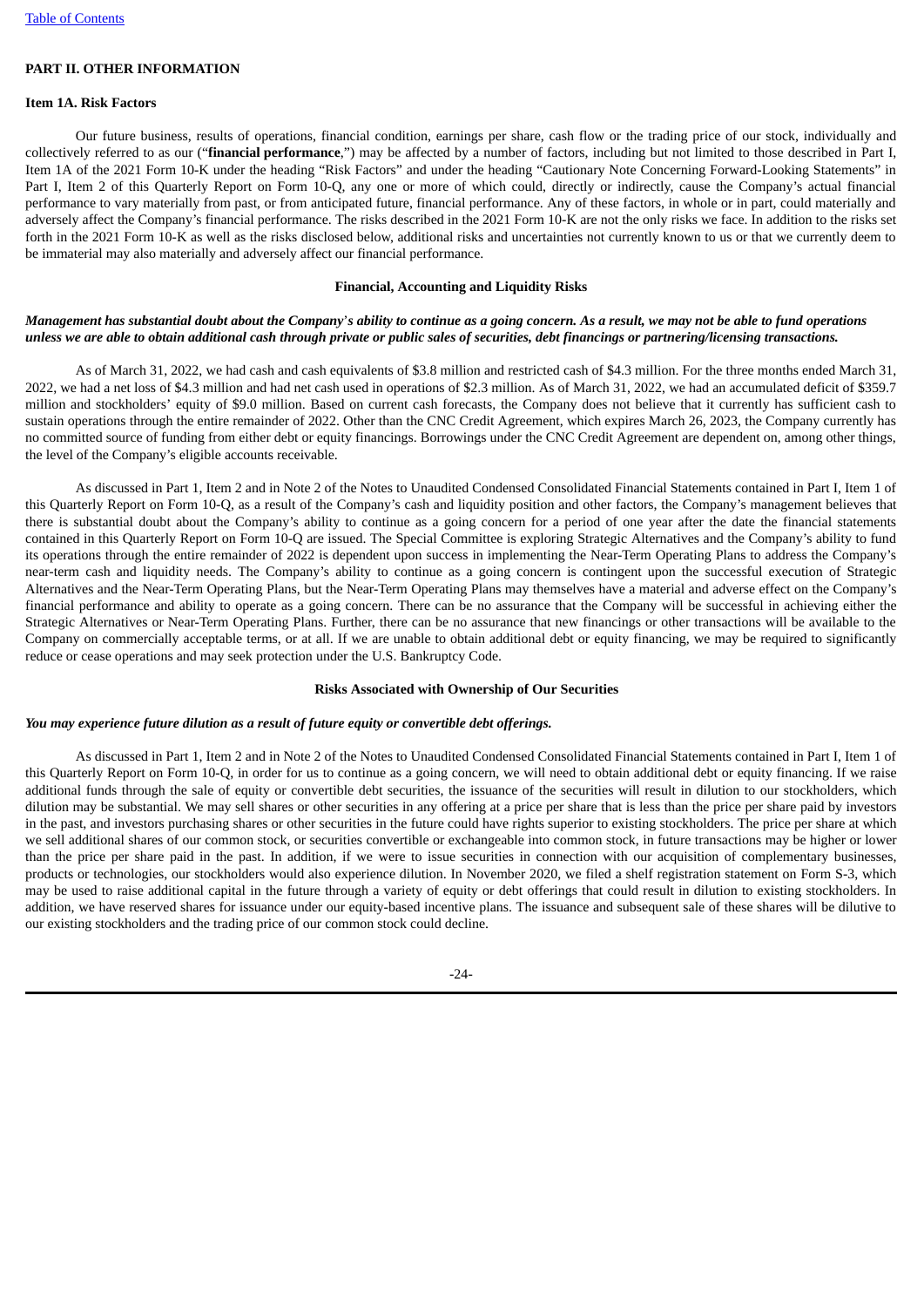## PART II. OTHER INFORMATION

### Item 1A. Risk Factors

Our future business, results of operations, financial condition, earnings per share, cash flow or the trading price of our stock, individually and collectively referred to as our ("**financial performance**,") may be affected by a number of factors, including but not limited to those described in Part I, Item 1A of the 2021 Form 10-K under the heading "Risk Factors" and under the heading "Cautionary Note Concerning Forward-Looking Statements" in Part I, Item 2 of this Quarterly Report on Form 10-Q, any one or more of which could, directly or indirectly, cause the Company's actual financial performance to vary materially from past, or from anticipated future, financial performance. Any of these factors, in whole or in part, could materially and adversely affect the Company's financial performance. The risks described in the 2021 Form 10-K are not the only risks we face. In addition to the risks set forth in the 2021 Form 10-K as well as the risks disclosed below, additional risks and uncertainties not currently known to us or that we currently deem to be immaterial may also materially and adversely affect our financial performance.

**Financial, Accounting and Liquidity Risks**

***Management has substantial doubt about the Company's ability to continue as a going concern. As a result, we may not be able to fund operations unless we are able to obtain additional cash through private or public sales of securities, debt financings or partnering/licensing transactions.***

As of March 31, 2022, we had cash and cash equivalents of $3.8 million and restricted cash of $4.3 million. For the three months ended March 31, 2022, we had a net loss of $4.3 million and had net cash used in operations of $2.3 million. As of March 31, 2022, we had an accumulated deficit of $359.7 million and stockholders' equity of $9.0 million. Based on current cash forecasts, the Company does not believe that it currently has sufficient cash to sustain operations through the entire remainder of 2022. Other than the CNC Credit Agreement, which expires March 26, 2023, the Company currently has no committed source of funding from either debt or equity financings. Borrowings under the CNC Credit Agreement are dependent on, among other things, the level of the Company's eligible accounts receivable.

As discussed in Part 1, Item 2 and in Note 2 of the Notes to Unaudited Condensed Consolidated Financial Statements contained in Part I, Item 1 of this Quarterly Report on Form 10-Q, as a result of the Company's cash and liquidity position and other factors, the Company's management believes that there is substantial doubt about the Company's ability to continue as a going concern for a period of one year after the date the financial statements contained in this Quarterly Report on Form 10-Q are issued. The Special Committee is exploring Strategic Alternatives and the Company's ability to fund its operations through the entire remainder of 2022 is dependent upon success in implementing the Near-Term Operating Plans to address the Company's near-term cash and liquidity needs. The Company's ability to continue as a going concern is contingent upon the successful execution of Strategic Alternatives and the Near-Term Operating Plans, but the Near-Term Operating Plans may themselves have a material and adverse effect on the Company's financial performance and ability to operate as a going concern. There can be no assurance that the Company will be successful in achieving either the Strategic Alternatives or Near-Term Operating Plans. Further, there can be no assurance that new financings or other transactions will be available to the Company on commercially acceptable terms, or at all. If we are unable to obtain additional debt or equity financing, we may be required to significantly reduce or cease operations and may seek protection under the U.S. Bankruptcy Code.

**Risks Associated with Ownership of Our Securities**

***You may experience future dilution as a result of future equity or convertible debt offerings.***

As discussed in Part 1, Item 2 and in Note 2 of the Notes to Unaudited Condensed Consolidated Financial Statements contained in Part I, Item 1 of this Quarterly Report on Form 10-Q, in order for us to continue as a going concern, we will need to obtain additional debt or equity financing. If we raise additional funds through the sale of equity or convertible debt securities, the issuance of the securities will result in dilution to our stockholders, which dilution may be substantial. We may sell shares or other securities in any offering at a price per share that is less than the price per share paid by investors in the past, and investors purchasing shares or other securities in the future could have rights superior to existing stockholders. The price per share at which we sell additional shares of our common stock, or securities convertible or exchangeable into common stock, in future transactions may be higher or lower than the price per share paid in the past. In addition, if we were to issue securities in connection with our acquisition of complementary businesses, products or technologies, our stockholders would also experience dilution. In November 2020, we filed a shelf registration statement on Form S-3, which may be used to raise additional capital in the future through a variety of equity or debt offerings that could result in dilution to existing stockholders. In addition, we have reserved shares for issuance under our equity-based incentive plans. The issuance and subsequent sale of these shares will be dilutive to our existing stockholders and the trading price of our common stock could decline.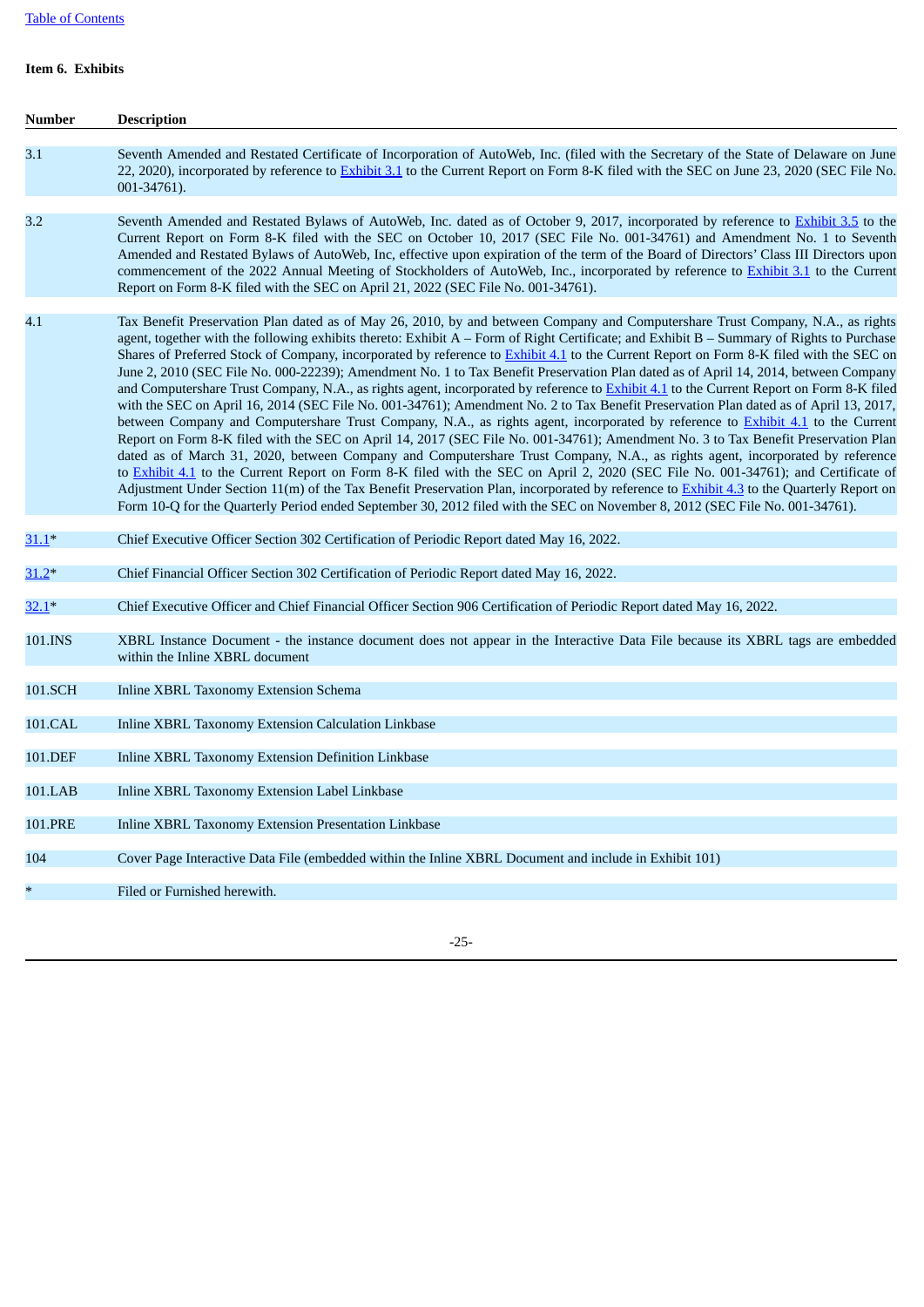## Item 6. Exhibits

| Number | Description |
|---|---|
| 3.1 | Seventh Amended and Restated Certificate of Incorporation of AutoWeb, Inc. (filed with the Secretary of the State of Delaware on June 22, 2020), incorporated by reference to Exhibit 3.1 to the Current Report on Form 8-K filed with the SEC on June 23, 2020 (SEC File No. 001-34761). |
| 3.2 | Seventh Amended and Restated Bylaws of AutoWeb, Inc. dated as of October 9, 2017, incorporated by reference to Exhibit 3.5 to the Current Report on Form 8-K filed with the SEC on October 10, 2017 (SEC File No. 001-34761) and Amendment No. 1 to Seventh Amended and Restated Bylaws of AutoWeb, Inc, effective upon expiration of the term of the Board of Directors' Class III Directors upon commencement of the 2022 Annual Meeting of Stockholders of AutoWeb, Inc., incorporated by reference to Exhibit 3.1 to the Current Report on Form 8-K filed with the SEC on April 21, 2022 (SEC File No. 001-34761). |
| 4.1 | Tax Benefit Preservation Plan dated as of May 26, 2010, by and between Company and Computershare Trust Company, N.A., as rights agent, together with the following exhibits thereto: Exhibit A – Form of Right Certificate; and Exhibit B – Summary of Rights to Purchase Shares of Preferred Stock of Company, incorporated by reference to Exhibit 4.1 to the Current Report on Form 8-K filed with the SEC on June 2, 2010 (SEC File No. 000-22239); Amendment No. 1 to Tax Benefit Preservation Plan dated as of April 14, 2014, between Company and Computershare Trust Company, N.A., as rights agent, incorporated by reference to Exhibit 4.1 to the Current Report on Form 8-K filed with the SEC on April 16, 2014 (SEC File No. 001-34761); Amendment No. 2 to Tax Benefit Preservation Plan dated as of April 13, 2017, between Company and Computershare Trust Company, N.A., as rights agent, incorporated by reference to Exhibit 4.1 to the Current Report on Form 8-K filed with the SEC on April 14, 2017 (SEC File No. 001-34761); Amendment No. 3 to Tax Benefit Preservation Plan dated as of March 31, 2020, between Company and Computershare Trust Company, N.A., as rights agent, incorporated by reference to Exhibit 4.1 to the Current Report on Form 8-K filed with the SEC on April 2, 2020 (SEC File No. 001-34761); and Certificate of Adjustment Under Section 11(m) of the Tax Benefit Preservation Plan, incorporated by reference to Exhibit 4.3 to the Quarterly Report on Form 10-Q for the Quarterly Period ended September 30, 2012 filed with the SEC on November 8, 2012 (SEC File No. 001-34761). |
| 31.1* | Chief Executive Officer Section 302 Certification of Periodic Report dated May 16, 2022. |
| 31.2* | Chief Financial Officer Section 302 Certification of Periodic Report dated May 16, 2022. |
| 32.1* | Chief Executive Officer and Chief Financial Officer Section 906 Certification of Periodic Report dated May 16, 2022. |
| 101.INS | XBRL Instance Document - the instance document does not appear in the Interactive Data File because its XBRL tags are embedded within the Inline XBRL document |
| 101.SCH | Inline XBRL Taxonomy Extension Schema |
| 101.CAL | Inline XBRL Taxonomy Extension Calculation Linkbase |
| 101.DEF | Inline XBRL Taxonomy Extension Definition Linkbase |
| 101.LAB | Inline XBRL Taxonomy Extension Label Linkbase |
| 101.PRE | Inline XBRL Taxonomy Extension Presentation Linkbase |
| 104 | Cover Page Interactive Data File (embedded within the Inline XBRL Document and include in Exhibit 101) |
| * | Filed or Furnished herewith. |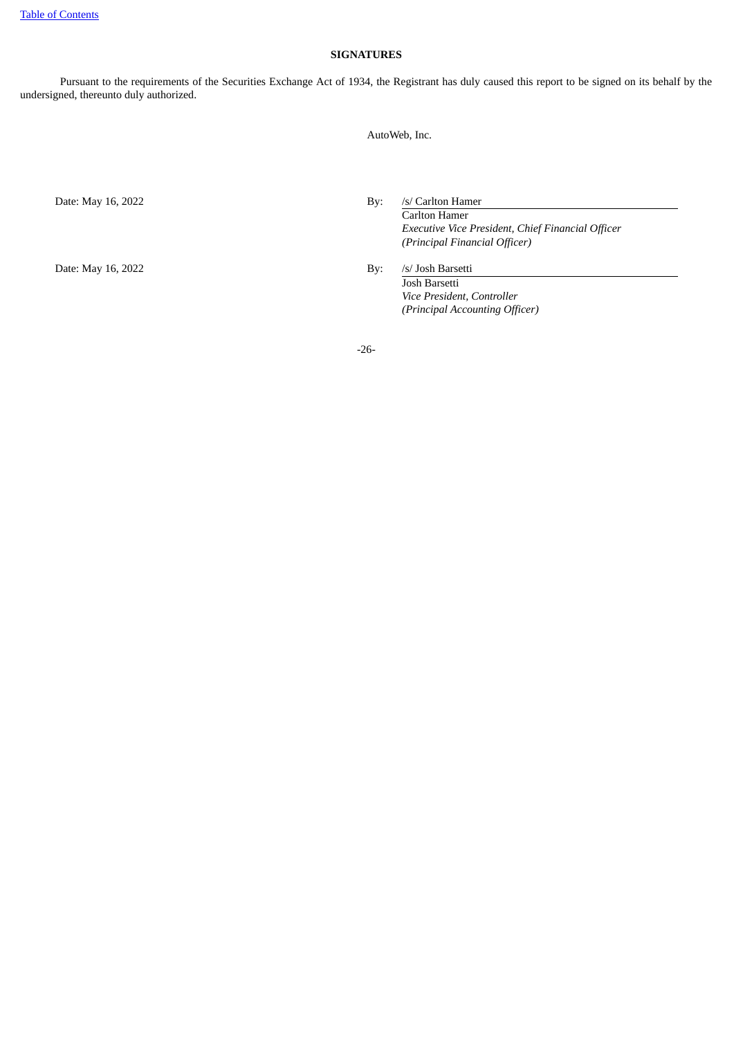## SIGNATURES

Pursuant to the requirements of the Securities Exchange Act of 1934, the Registrant has duly caused this report to be signed on its behalf by the undersigned, thereunto duly authorized.

AutoWeb, Inc.

Date: May 16, 2022

By: /s/ Carlton Hamer
Carlton Hamer
*Executive Vice President, Chief Financial Officer*
*(Principal Financial Officer)*

Date: May 16, 2022

By: /s/ Josh Barsetti
Josh Barsetti
*Vice President, Controller*
*(Principal Accounting Officer)*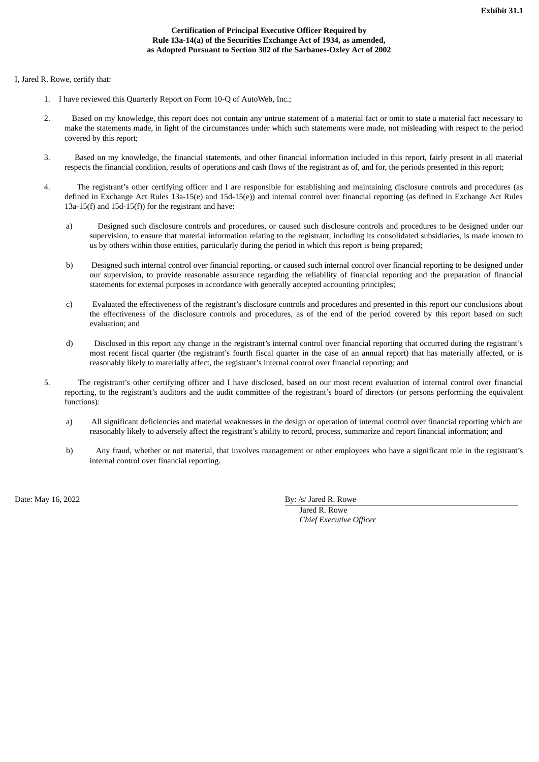**Exhibit 31.1**

**Certification of Principal Executive Officer Required by Rule 13a-14(a) of the Securities Exchange Act of 1934, as amended, as Adopted Pursuant to Section 302 of the Sarbanes-Oxley Act of 2002**

I, Jared R. Rowe, certify that:

1. I have reviewed this Quarterly Report on Form 10-Q of AutoWeb, Inc.;

2. Based on my knowledge, this report does not contain any untrue statement of a material fact or omit to state a material fact necessary to make the statements made, in light of the circumstances under which such statements were made, not misleading with respect to the period covered by this report;

3. Based on my knowledge, the financial statements, and other financial information included in this report, fairly present in all material respects the financial condition, results of operations and cash flows of the registrant as of, and for, the periods presented in this report;

4. The registrant's other certifying officer and I are responsible for establishing and maintaining disclosure controls and procedures (as defined in Exchange Act Rules 13a-15(e) and 15d-15(e)) and internal control over financial reporting (as defined in Exchange Act Rules 13a-15(f) and 15d-15(f)) for the registrant and have:

   a) Designed such disclosure controls and procedures, or caused such disclosure controls and procedures to be designed under our supervision, to ensure that material information relating to the registrant, including its consolidated subsidiaries, is made known to us by others within those entities, particularly during the period in which this report is being prepared;

   b) Designed such internal control over financial reporting, or caused such internal control over financial reporting to be designed under our supervision, to provide reasonable assurance regarding the reliability of financial reporting and the preparation of financial statements for external purposes in accordance with generally accepted accounting principles;

   c) Evaluated the effectiveness of the registrant's disclosure controls and procedures and presented in this report our conclusions about the effectiveness of the disclosure controls and procedures, as of the end of the period covered by this report based on such evaluation; and

   d) Disclosed in this report any change in the registrant's internal control over financial reporting that occurred during the registrant's most recent fiscal quarter (the registrant's fourth fiscal quarter in the case of an annual report) that has materially affected, or is reasonably likely to materially affect, the registrant's internal control over financial reporting; and

5. The registrant's other certifying officer and I have disclosed, based on our most recent evaluation of internal control over financial reporting, to the registrant's auditors and the audit committee of the registrant's board of directors (or persons performing the equivalent functions):

   a) All significant deficiencies and material weaknesses in the design or operation of internal control over financial reporting which are reasonably likely to adversely affect the registrant's ability to record, process, summarize and report financial information; and

   b) Any fraud, whether or not material, that involves management or other employees who have a significant role in the registrant's internal control over financial reporting.

Date: May 16, 2022

By: /s/ Jared R. Rowe
Jared R. Rowe
*Chief Executive Officer*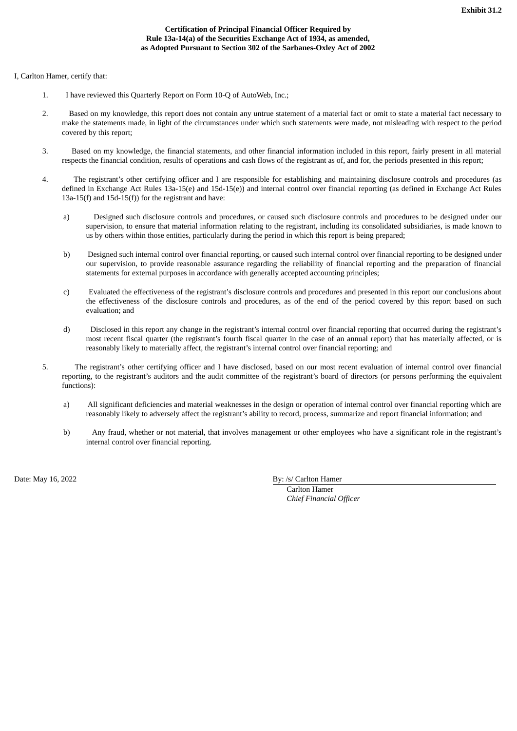**Exhibit 31.2**

**Certification of Principal Financial Officer Required by Rule 13a-14(a) of the Securities Exchange Act of 1934, as amended, as Adopted Pursuant to Section 302 of the Sarbanes-Oxley Act of 2002**

I, Carlton Hamer, certify that:

1. I have reviewed this Quarterly Report on Form 10-Q of AutoWeb, Inc.;

2. Based on my knowledge, this report does not contain any untrue statement of a material fact or omit to state a material fact necessary to make the statements made, in light of the circumstances under which such statements were made, not misleading with respect to the period covered by this report;

3. Based on my knowledge, the financial statements, and other financial information included in this report, fairly present in all material respects the financial condition, results of operations and cash flows of the registrant as of, and for, the periods presented in this report;

4. The registrant's other certifying officer and I are responsible for establishing and maintaining disclosure controls and procedures (as defined in Exchange Act Rules 13a-15(e) and 15d-15(e)) and internal control over financial reporting (as defined in Exchange Act Rules 13a-15(f) and 15d-15(f)) for the registrant and have:

   a) Designed such disclosure controls and procedures, or caused such disclosure controls and procedures to be designed under our supervision, to ensure that material information relating to the registrant, including its consolidated subsidiaries, is made known to us by others within those entities, particularly during the period in which this report is being prepared;

   b) Designed such internal control over financial reporting, or caused such internal control over financial reporting to be designed under our supervision, to provide reasonable assurance regarding the reliability of financial reporting and the preparation of financial statements for external purposes in accordance with generally accepted accounting principles;

   c) Evaluated the effectiveness of the registrant's disclosure controls and procedures and presented in this report our conclusions about the effectiveness of the disclosure controls and procedures, as of the end of the period covered by this report based on such evaluation; and

   d) Disclosed in this report any change in the registrant's internal control over financial reporting that occurred during the registrant's most recent fiscal quarter (the registrant's fourth fiscal quarter in the case of an annual report) that has materially affected, or is reasonably likely to materially affect, the registrant's internal control over financial reporting; and

5. The registrant's other certifying officer and I have disclosed, based on our most recent evaluation of internal control over financial reporting, to the registrant's auditors and the audit committee of the registrant's board of directors (or persons performing the equivalent functions):

   a) All significant deficiencies and material weaknesses in the design or operation of internal control over financial reporting which are reasonably likely to adversely affect the registrant's ability to record, process, summarize and report financial information; and

   b) Any fraud, whether or not material, that involves management or other employees who have a significant role in the registrant's internal control over financial reporting.

Date: May 16, 2022

By: /s/ Carlton Hamer
Carlton Hamer
*Chief Financial Officer*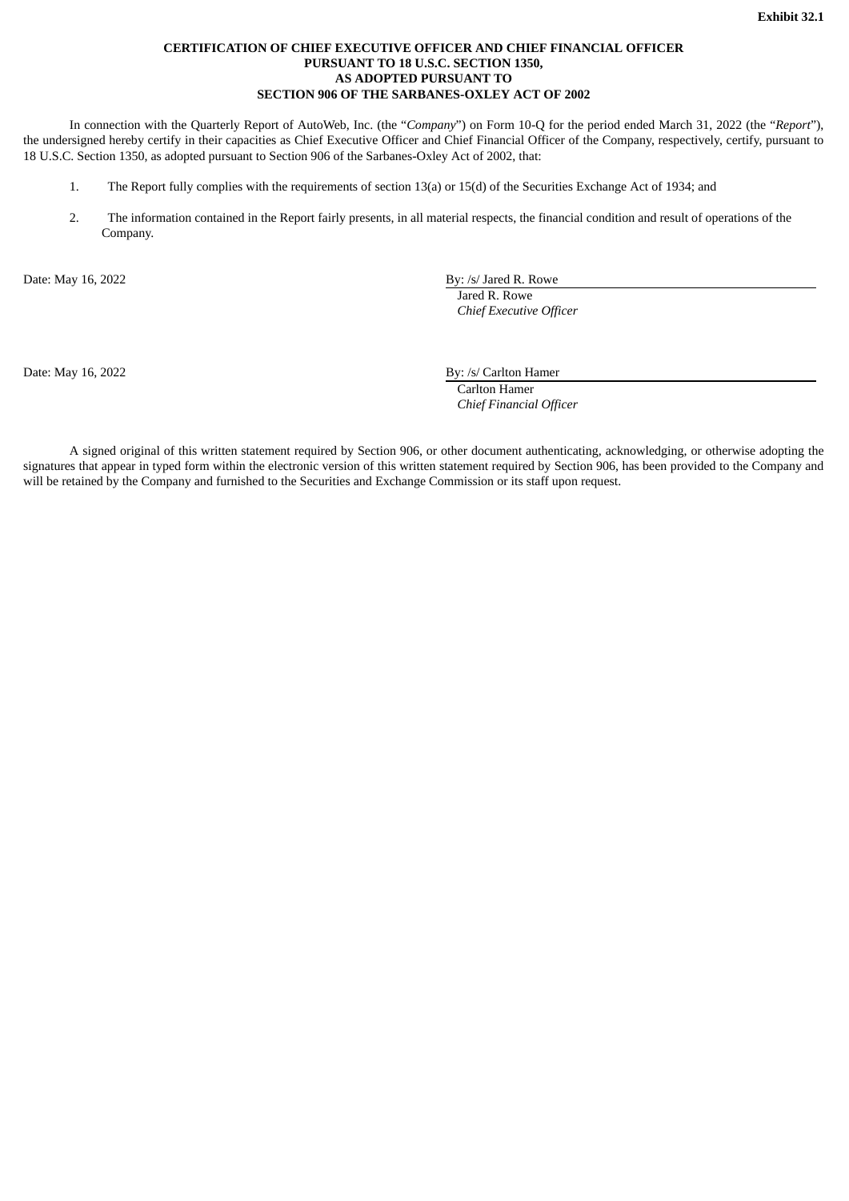**Exhibit 32.1**

**CERTIFICATION OF CHIEF EXECUTIVE OFFICER AND CHIEF FINANCIAL OFFICER PURSUANT TO 18 U.S.C. SECTION 1350, AS ADOPTED PURSUANT TO SECTION 906 OF THE SARBANES-OXLEY ACT OF 2002**

In connection with the Quarterly Report of AutoWeb, Inc. (the "*Company*") on Form 10-Q for the period ended March 31, 2022 (the "*Report*"), the undersigned hereby certify in their capacities as Chief Executive Officer and Chief Financial Officer of the Company, respectively, certify, pursuant to 18 U.S.C. Section 1350, as adopted pursuant to Section 906 of the Sarbanes-Oxley Act of 2002, that:

1. The Report fully complies with the requirements of section 13(a) or 15(d) of the Securities Exchange Act of 1934; and
2. The information contained in the Report fairly presents, in all material respects, the financial condition and result of operations of the Company.

Date: May 16, 2022

By: /s/ Jared R. Rowe
Jared R. Rowe
*Chief Executive Officer*

Date: May 16, 2022

By: /s/ Carlton Hamer
Carlton Hamer
*Chief Financial Officer*

A signed original of this written statement required by Section 906, or other document authenticating, acknowledging, or otherwise adopting the signatures that appear in typed form within the electronic version of this written statement required by Section 906, has been provided to the Company and will be retained by the Company and furnished to the Securities and Exchange Commission or its staff upon request.